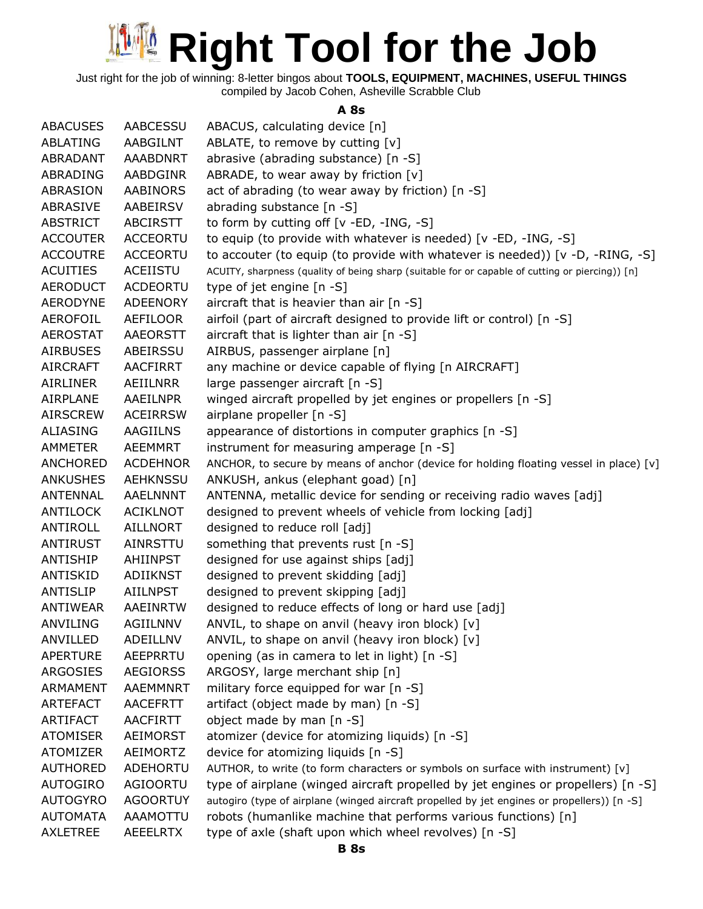# Right Tool for the Job

Just right for the job of winning: 8-letter bingos about **TOOLS, EQUIPMENT, MACHINES, USEFUL THINGS**
compiled by Jacob Cohen, Asheville Scrabble Club

### A 8s

| | | |
|---|---|---|
| ABACUSES | AABCESSU | ABACUS, calculating device [n] |
| ABLATING | AABGILNT | ABLATE, to remove by cutting [v] |
| ABRADANT | AAABDNRT | abrasive (abrading substance) [n -S] |
| ABRADING | AABDGINR | ABRADE, to wear away by friction [v] |
| ABRASION | AABINORS | act of abrading (to wear away by friction) [n -S] |
| ABRASIVE | AABEIRSV | abrading substance [n -S] |
| ABSTRICT | ABCIRSTT | to form by cutting off [v -ED, -ING, -S] |
| ACCOUTER | ACCEORTU | to equip (to provide with whatever is needed) [v -ED, -ING, -S] |
| ACCOUTRE | ACCEORTU | to accouter (to equip (to provide with whatever is needed)) [v -D, -RING, -S] |
| ACUITIES | ACEIISTU | ACUITY, sharpness (quality of being sharp (suitable for or capable of cutting or piercing)) [n] |
| AERODUCT | ACDEORTU | type of jet engine [n -S] |
| AERODYNE | ADEENORY | aircraft that is heavier than air [n -S] |
| AEROFOIL | AEFILOOR | airfoil (part of aircraft designed to provide lift or control) [n -S] |
| AEROSTAT | AAEORSTT | aircraft that is lighter than air [n -S] |
| AIRBUSES | ABEIRSSU | AIRBUS, passenger airplane [n] |
| AIRCRAFT | AACFIRRT | any machine or device capable of flying [n AIRCRAFT] |
| AIRLINER | AEIILNRR | large passenger aircraft [n -S] |
| AIRPLANE | AAEILNPR | winged aircraft propelled by jet engines or propellers [n -S] |
| AIRSCREW | ACEIRRSW | airplane propeller [n -S] |
| ALIASING | AAGIILNS | appearance of distortions in computer graphics [n -S] |
| AMMETER | AEEMMRT | instrument for measuring amperage [n -S] |
| ANCHORED | ACDEHNOR | ANCHOR, to secure by means of anchor (device for holding floating vessel in place) [v] |
| ANKUSHES | AEHKNSSU | ANKUSH, ankus (elephant goad) [n] |
| ANTENNAL | AAELNNNT | ANTENNA, metallic device for sending or receiving radio waves [adj] |
| ANTILOCK | ACIKLNOT | designed to prevent wheels of vehicle from locking [adj] |
| ANTIROLL | AILLNORT | designed to reduce roll [adj] |
| ANTIRUST | AINRSTTU | something that prevents rust [n -S] |
| ANTISHIP | AHIINPST | designed for use against ships [adj] |
| ANTISKID | ADIIKNST | designed to prevent skidding [adj] |
| ANTISLIP | AIILNPST | designed to prevent skipping [adj] |
| ANTIWEAR | AAEINRTW | designed to reduce effects of long or hard use [adj] |
| ANVILING | AGIILNNV | ANVIL, to shape on anvil (heavy iron block) [v] |
| ANVILLED | ADEILLNV | ANVIL, to shape on anvil (heavy iron block) [v] |
| APERTURE | AEEPRRTU | opening (as in camera to let in light) [n -S] |
| ARGOSIES | AEGIORSS | ARGOSY, large merchant ship [n] |
| ARMAMENT | AAEMMNRT | military force equipped for war [n -S] |
| ARTEFACT | AACEFRTT | artifact (object made by man) [n -S] |
| ARTIFACT | AACFIRTT | object made by man [n -S] |
| ATOMISER | AEIMORST | atomizer (device for atomizing liquids) [n -S] |
| ATOMIZER | AEIMORTZ | device for atomizing liquids [n -S] |
| AUTHORED | ADEHORTU | AUTHOR, to write (to form characters or symbols on surface with instrument) [v] |
| AUTOGIRO | AGIOORTU | type of airplane (winged aircraft propelled by jet engines or propellers) [n -S] |
| AUTOGYRO | AGOORTUY | autogiro (type of airplane (winged aircraft propelled by jet engines or propellers)) [n -S] |
| AUTOMATA | AAAMOTTU | robots (humanlike machine that performs various functions) [n] |
| AXLETREE | AEEELRTX | type of axle (shaft upon which wheel revolves) [n -S] |

### B 8s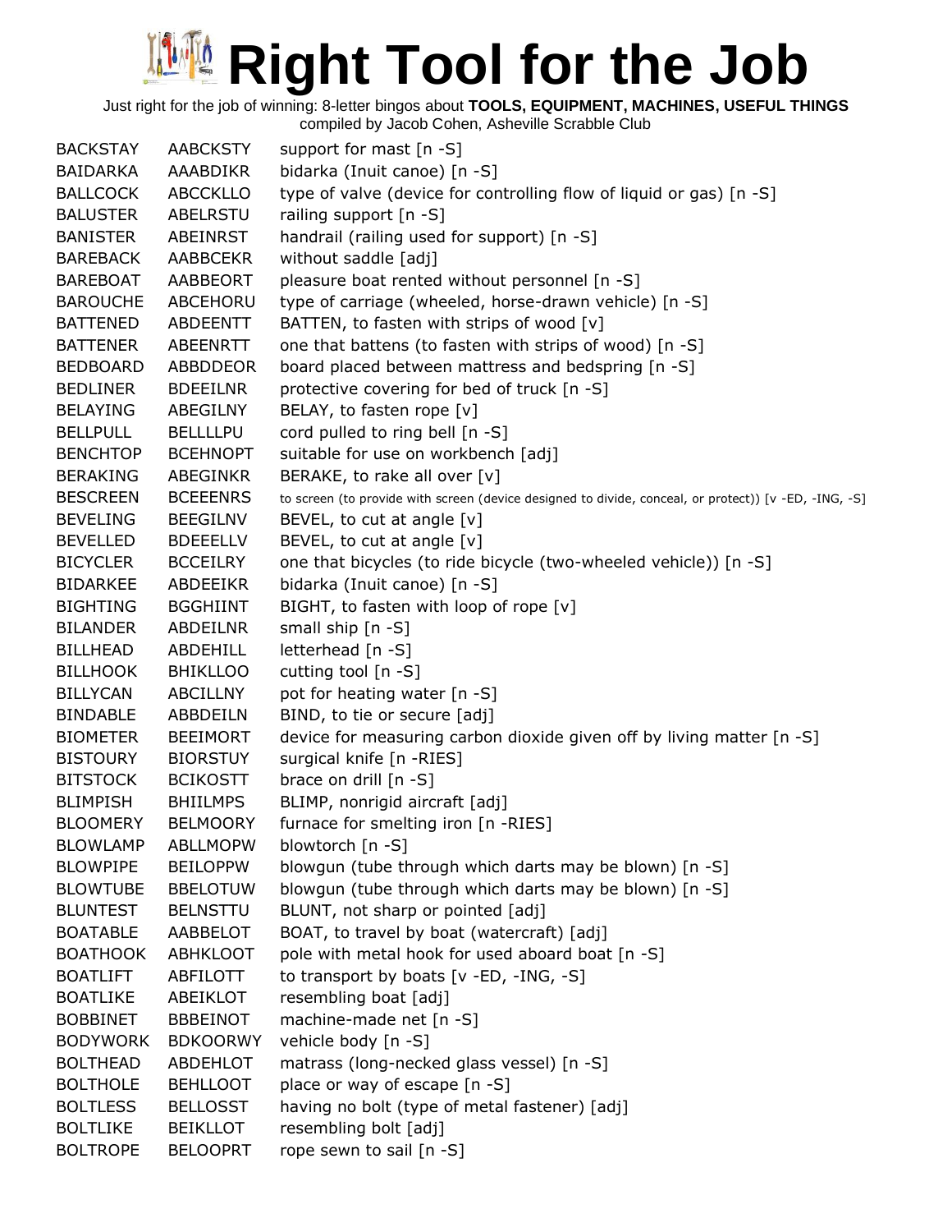# Right Tool for the Job

Just right for the job of winning: 8-letter bingos about **TOOLS, EQUIPMENT, MACHINES, USEFUL THINGS**
compiled by Jacob Cohen, Asheville Scrabble Club

| | | |
|---|---|---|
| BACKSTAY | AABCKSTY | support for mast [n -S] |
| BAIDARKA | AAABDIKR | bidarka (Inuit canoe) [n -S] |
| BALLCOCK | ABCCKLLO | type of valve (device for controlling flow of liquid or gas) [n -S] |
| BALUSTER | ABELRSTU | railing support [n -S] |
| BANISTER | ABEINRST | handrail (railing used for support) [n -S] |
| BAREBACK | AABBCEKR | without saddle [adj] |
| BAREBOAT | AABBEORT | pleasure boat rented without personnel [n -S] |
| BAROUCHE | ABCEHORU | type of carriage (wheeled, horse-drawn vehicle) [n -S] |
| BATTENED | ABDEENTT | BATTEN, to fasten with strips of wood [v] |
| BATTENER | ABEENRTT | one that battens (to fasten with strips of wood) [n -S] |
| BEDBOARD | ABBDDEOR | board placed between mattress and bedspring [n -S] |
| BEDLINER | BDEEILNR | protective covering for bed of truck [n -S] |
| BELAYING | ABEGILNY | BELAY, to fasten rope [v] |
| BELLPULL | BELLLLPU | cord pulled to ring bell [n -S] |
| BENCHTOP | BCEHNOPT | suitable for use on workbench [adj] |
| BERAKING | ABEGINKR | BERAKE, to rake all over [v] |
| BESCREEN | BCEEENRS | to screen (to provide with screen (device designed to divide, conceal, or protect)) [v -ED, -ING, -S] |
| BEVELING | BEEGILNV | BEVEL, to cut at angle [v] |
| BEVELLED | BDEEELLV | BEVEL, to cut at angle [v] |
| BICYCLER | BCCEILRY | one that bicycles (to ride bicycle (two-wheeled vehicle)) [n -S] |
| BIDARKEE | ABDEEIKR | bidarka (Inuit canoe) [n -S] |
| BIGHTING | BGGHIINT | BIGHT, to fasten with loop of rope [v] |
| BILANDER | ABDEILNR | small ship [n -S] |
| BILLHEAD | ABDEHILL | letterhead [n -S] |
| BILLHOOK | BHIKLLOO | cutting tool [n -S] |
| BILLYCAN | ABCILLNY | pot for heating water [n -S] |
| BINDABLE | ABBDEILN | BIND, to tie or secure [adj] |
| BIOMETER | BEEIMORT | device for measuring carbon dioxide given off by living matter [n -S] |
| BISTOURY | BIORSTUY | surgical knife [n -RIES] |
| BITSTOCK | BCIKOSTT | brace on drill [n -S] |
| BLIMPISH | BHIILMPS | BLIMP, nonrigid aircraft [adj] |
| BLOOMERY | BELMOORY | furnace for smelting iron [n -RIES] |
| BLOWLAMP | ABLLMOPW | blowtorch [n -S] |
| BLOWPIPE | BEILOPPW | blowgun (tube through which darts may be blown) [n -S] |
| BLOWTUBE | BBELOTUW | blowgun (tube through which darts may be blown) [n -S] |
| BLUNTEST | BELNSTTU | BLUNT, not sharp or pointed [adj] |
| BOATABLE | AABBELOT | BOAT, to travel by boat (watercraft) [adj] |
| BOATHOOK | ABHKLOOT | pole with metal hook for used aboard boat [n -S] |
| BOATLIFT | ABFILOTT | to transport by boats [v -ED, -ING, -S] |
| BOATLIKE | ABEIKLOT | resembling boat [adj] |
| BOBBINET | BBBEINOT | machine-made net [n -S] |
| BODYWORK | BDKOORWY | vehicle body [n -S] |
| BOLTHEAD | ABDEHLOT | matrass (long-necked glass vessel) [n -S] |
| BOLTHOLE | BEHLLOOT | place or way of escape [n -S] |
| BOLTLESS | BELLOSST | having no bolt (type of metal fastener) [adj] |
| BOLTLIKE | BEIKLLOT | resembling bolt [adj] |
| BOLTROPE | BELOOPRT | rope sewn to sail [n -S] |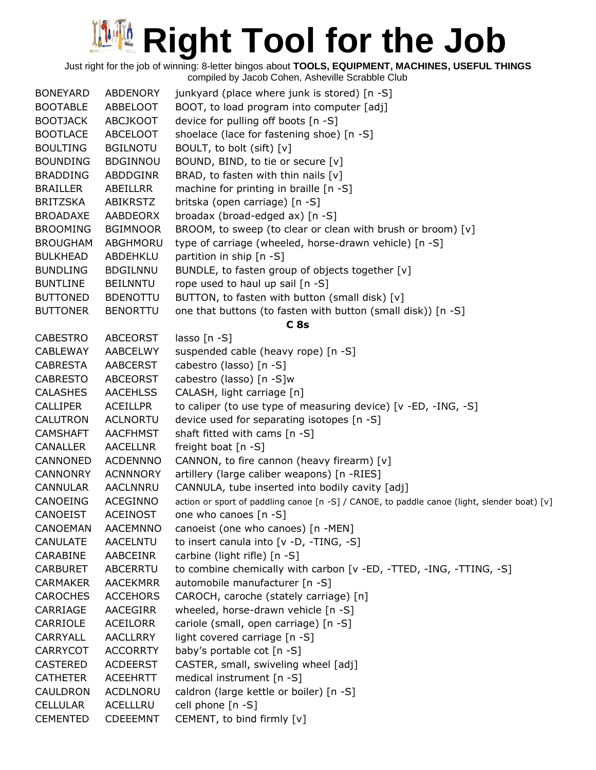# Right Tool for the Job

Just right for the job of winning: 8-letter bingos about **TOOLS, EQUIPMENT, MACHINES, USEFUL THINGS**
compiled by Jacob Cohen, Asheville Scrabble Club

| | | |
|---|---|---|
| BONEYARD | ABDENORY | junkyard (place where junk is stored) [n -S] |
| BOOTABLE | ABBELOOT | BOOT, to load program into computer [adj] |
| BOOTJACK | ABCJKOOT | device for pulling off boots [n -S] |
| BOOTLACE | ABCELOOT | shoelace (lace for fastening shoe) [n -S] |
| BOULTING | BGILNOTU | BOULT, to bolt (sift) [v] |
| BOUNDING | BDGINNOU | BOUND, BIND, to tie or secure [v] |
| BRADDING | ABDDGINR | BRAD, to fasten with thin nails [v] |
| BRAILLER | ABEILLRR | machine for printing in braille [n -S] |
| BRITZSKA | ABIKRSTZ | britska (open carriage) [n -S] |
| BROADAXE | AABDEORX | broadax (broad-edged ax) [n -S] |
| BROOMING | BGIMNOOR | BROOM, to sweep (to clear or clean with brush or broom) [v] |
| BROUGHAM | ABGHMORU | type of carriage (wheeled, horse-drawn vehicle) [n -S] |
| BULKHEAD | ABDEHKLU | partition in ship [n -S] |
| BUNDLING | BDGILNNU | BUNDLE, to fasten group of objects together [v] |
| BUNTLINE | BEILNNTU | rope used to haul up sail [n -S] |
| BUTTONED | BDENOTTU | BUTTON, to fasten with button (small disk) [v] |
| BUTTONER | BENORTTU | one that buttons (to fasten with button (small disk)) [n -S] |

**C 8s**

| | | |
|---|---|---|
| CABESTRO | ABCEORST | lasso [n -S] |
| CABLEWAY | AABCELWY | suspended cable (heavy rope) [n -S] |
| CABRESTA | AABCERST | cabestro (lasso) [n -S] |
| CABRESTO | ABCEORST | cabestro (lasso) [n -S]w |
| CALASHES | AACEHLSS | CALASH, light carriage [n] |
| CALLIPER | ACEILLPR | to caliper (to use type of measuring device) [v -ED, -ING, -S] |
| CALUTRON | ACLNORTU | device used for separating isotopes [n -S] |
| CAMSHAFT | AACFHMST | shaft fitted with cams [n -S] |
| CANALLER | AACELLNR | freight boat [n -S] |
| CANNONED | ACDENNNO | CANNON, to fire cannon (heavy firearm) [v] |
| CANNONRY | ACNNNORY | artillery (large caliber weapons) [n -RIES] |
| CANNULAR | AACLNNRU | CANNULA, tube inserted into bodily cavity [adj] |
| CANOEING | ACEGINNO | action or sport of paddling canoe [n -S] / CANOE, to paddle canoe (light, slender boat) [v] |
| CANOEIST | ACEINOST | one who canoes [n -S] |
| CANOEMAN | AACEMNNO | canoeist (one who canoes) [n -MEN] |
| CANULATE | AACELNTU | to insert canula into [v -D, -TING, -S] |
| CARABINE | AABCEINR | carbine (light rifle) [n -S] |
| CARBURET | ABCERRTU | to combine chemically with carbon [v -ED, -TTED, -ING, -TTING, -S] |
| CARMAKER | AACEKMRR | automobile manufacturer [n -S] |
| CAROCHES | ACCEHORS | CAROCH, caroche (stately carriage) [n] |
| CARRIAGE | AACEGIRR | wheeled, horse-drawn vehicle [n -S] |
| CARRIOLE | ACEILORR | cariole (small, open carriage) [n -S] |
| CARRYALL | AACLLRRY | light covered carriage [n -S] |
| CARRYCOT | ACCORRTY | baby's portable cot [n -S] |
| CASTERED | ACDEERST | CASTER, small, swiveling wheel [adj] |
| CATHETER | ACEEHRTT | medical instrument [n -S] |
| CAULDRON | ACDLNORU | caldron (large kettle or boiler) [n -S] |
| CELLULAR | ACELLLRU | cell phone [n -S] |
| CEMENTED | CDEEEMNT | CEMENT, to bind firmly [v] |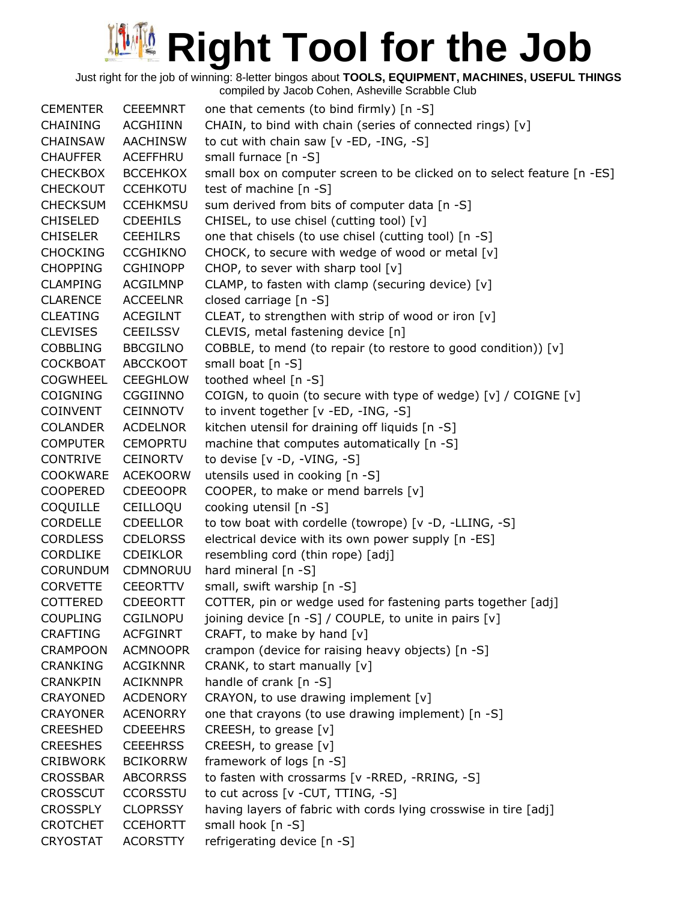# Right Tool for the Job

Just right for the job of winning: 8-letter bingos about **TOOLS, EQUIPMENT, MACHINES, USEFUL THINGS**
compiled by Jacob Cohen, Asheville Scrabble Club

| | | |
|---|---|---|
| CEMENTER | CEEEMNRT | one that cements (to bind firmly) [n -S] |
| CHAINING | ACGHIINN | CHAIN, to bind with chain (series of connected rings) [v] |
| CHAINSAW | AACHINSW | to cut with chain saw [v -ED, -ING, -S] |
| CHAUFFER | ACEFFHRU | small furnace [n -S] |
| CHECKBOX | BCCEHKOX | small box on computer screen to be clicked on to select feature [n -ES] |
| CHECKOUT | CCEHKOTU | test of machine [n -S] |
| CHECKSUM | CCEHKMSU | sum derived from bits of computer data [n -S] |
| CHISELED | CDEEHILS | CHISEL, to use chisel (cutting tool) [v] |
| CHISELER | CEEHILRS | one that chisels (to use chisel (cutting tool) [n -S] |
| CHOCKING | CCGHIKNO | CHOCK, to secure with wedge of wood or metal [v] |
| CHOPPING | CGHINOPP | CHOP, to sever with sharp tool [v] |
| CLAMPING | ACGILMNP | CLAMP, to fasten with clamp (securing device) [v] |
| CLARENCE | ACCEELNR | closed carriage [n -S] |
| CLEATING | ACEGILNT | CLEAT, to strengthen with strip of wood or iron [v] |
| CLEVISES | CEEILSSV | CLEVIS, metal fastening device [n] |
| COBBLING | BBCGILNO | COBBLE, to mend (to repair (to restore to good condition)) [v] |
| COCKBOAT | ABCCKOOT | small boat [n -S] |
| COGWHEEL | CEEGHLOW | toothed wheel [n -S] |
| COIGNING | CGGIINNO | COIGN, to quoin (to secure with type of wedge) [v] / COIGNE [v] |
| COINVENT | CEINNOTV | to invent together [v -ED, -ING, -S] |
| COLANDER | ACDELNOR | kitchen utensil for draining off liquids [n -S] |
| COMPUTER | CEMOPRTU | machine that computes automatically [n -S] |
| CONTRIVE | CEINORTV | to devise [v -D, -VING, -S] |
| COOKWARE | ACEKOORW | utensils used in cooking [n -S] |
| COOPERED | CDEEOOPR | COOPER, to make or mend barrels [v] |
| COQUILLE | CEILLOQU | cooking utensil [n -S] |
| CORDELLE | CDEELLOR | to tow boat with cordelle (towrope) [v -D, -LLING, -S] |
| CORDLESS | CDELORSS | electrical device with its own power supply [n -ES] |
| CORDLIKE | CDEIKLOR | resembling cord (thin rope) [adj] |
| CORUNDUM | CDMNORUU | hard mineral [n -S] |
| CORVETTE | CEEORTTV | small, swift warship [n -S] |
| COTTERED | CDEEORTT | COTTER, pin or wedge used for fastening parts together [adj] |
| COUPLING | CGILNOPU | joining device [n -S] / COUPLE, to unite in pairs [v] |
| CRAFTING | ACFGINRT | CRAFT, to make by hand [v] |
| CRAMPOON | ACMNOOPR | crampon (device for raising heavy objects) [n -S] |
| CRANKING | ACGIKNNR | CRANK, to start manually [v] |
| CRANKPIN | ACIKNNPR | handle of crank [n -S] |
| CRAYONED | ACDENORY | CRAYON, to use drawing implement [v] |
| CRAYONER | ACENORRY | one that crayons (to use drawing implement) [n -S] |
| CREESHED | CDEEEHRS | CREESH, to grease [v] |
| CREESHES | CEEEHRSS | CREESH, to grease [v] |
| CRIBWORK | BCIKORRW | framework of logs [n -S] |
| CROSSBAR | ABCORRSS | to fasten with crossarms [v -RRED, -RRING, -S] |
| CROSSCUT | CCORSSTU | to cut across [v -CUT, TTING, -S] |
| CROSSPLY | CLOPRSSY | having layers of fabric with cords lying crosswise in tire [adj] |
| CROTCHET | CCEHORTT | small hook [n -S] |
| CRYOSTAT | ACORSTTY | refrigerating device [n -S] |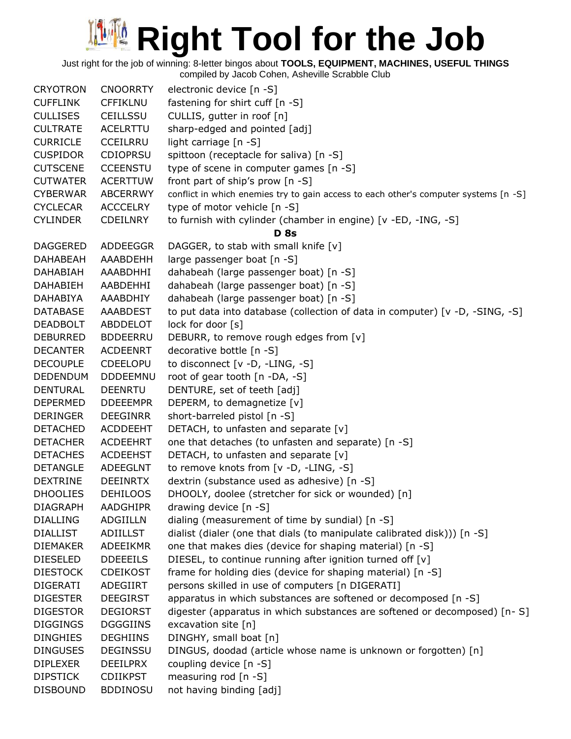# Right Tool for the Job

Just right for the job of winning: 8-letter bingos about **TOOLS, EQUIPMENT, MACHINES, USEFUL THINGS**
compiled by Jacob Cohen, Asheville Scrabble Club

| | | |
|---|---|---|
| CRYOTRON | CNOORRTY | electronic device [n -S] |
| CUFFLINK | CFFIKLNU | fastening for shirt cuff [n -S] |
| CULLISES | CEILLSSU | CULLIS, gutter in roof [n] |
| CULTRATE | ACELRTTU | sharp-edged and pointed [adj] |
| CURRICLE | CCEILRRU | light carriage [n -S] |
| CUSPIDOR | CDIOPRSU | spittoon (receptacle for saliva) [n -S] |
| CUTSCENE | CCEENSTU | type of scene in computer games [n -S] |
| CUTWATER | ACERTTUW | front part of ship's prow [n -S] |
| CYBERWAR | ABCERRWY | conflict in which enemies try to gain access to each other's computer systems [n -S] |
| CYCLECAR | ACCCELRY | type of motor vehicle [n -S] |
| CYLINDER | CDEILNRY | to furnish with cylinder (chamber in engine) [v -ED, -ING, -S] |

**D 8s**

| | | |
|---|---|---|
| DAGGERED | ADDEEGGR | DAGGER, to stab with small knife [v] |
| DAHABEAH | AAABDEHH | large passenger boat [n -S] |
| DAHABIAH | AAABDHHI | dahabeah (large passenger boat) [n -S] |
| DAHABIEH | AABDEHHI | dahabeah (large passenger boat) [n -S] |
| DAHABIYA | AAABDHIY | dahabeah (large passenger boat) [n -S] |
| DATABASE | AAABDEST | to put data into database (collection of data in computer) [v -D, -SING, -S] |
| DEADBOLT | ABDDELOT | lock for door [s] |
| DEBURRED | BDDEERRU | DEBURR, to remove rough edges from [v] |
| DECANTER | ACDEENRT | decorative bottle [n -S] |
| DECOUPLE | CDEELOPU | to disconnect [v -D, -LING, -S] |
| DEDENDUM | DDDEEMNU | root of gear tooth [n -DA, -S] |
| DENTURAL | DEENRTU | DENTURE, set of teeth [adj] |
| DEPERMED | DDEEEMPR | DEPERM, to demagnetize [v] |
| DERINGER | DEEGINRR | short-barreled pistol [n -S] |
| DETACHED | ACDDEEHT | DETACH, to unfasten and separate [v] |
| DETACHER | ACDEEHRT | one that detaches (to unfasten and separate) [n -S] |
| DETACHES | ACDEEHST | DETACH, to unfasten and separate [v] |
| DETANGLE | ADEEGLNT | to remove knots from [v -D, -LING, -S] |
| DEXTRINE | DEEINRTX | dextrin (substance used as adhesive) [n -S] |
| DHOOLIES | DEHILOOS | DHOOLY, doolee (stretcher for sick or wounded) [n] |
| DIAGRAPH | AADGHIPR | drawing device [n -S] |
| DIALLING | ADGIILLN | dialing (measurement of time by sundial) [n -S] |
| DIALLIST | ADIILLST | dialist (dialer (one that dials (to manipulate calibrated disk))) [n -S] |
| DIEMAKER | ADEEIKMR | one that makes dies (device for shaping material) [n -S] |
| DIESELED | DDEEEILS | DIESEL, to continue running after ignition turned off [v] |
| DIESTOCK | CDEIKOST | frame for holding dies (device for shaping material) [n -S] |
| DIGERATI | ADEGIIRT | persons skilled in use of computers [n DIGERATI] |
| DIGESTER | DEEGIRST | apparatus in which substances are softened or decomposed [n -S] |
| DIGESTOR | DEGIORST | digester (apparatus in which substances are softened or decomposed) [n- S] |
| DIGGINGS | DGGGIINS | excavation site [n] |
| DINGHIES | DEGHIINS | DINGHY, small boat [n] |
| DINGUSES | DEGINSSU | DINGUS, doodad (article whose name is unknown or forgotten) [n] |
| DIPLEXER | DEEILPRX | coupling device [n -S] |
| DIPSTICK | CDIIKPST | measuring rod [n -S] |
| DISBOUND | BDDINOSU | not having binding [adj] |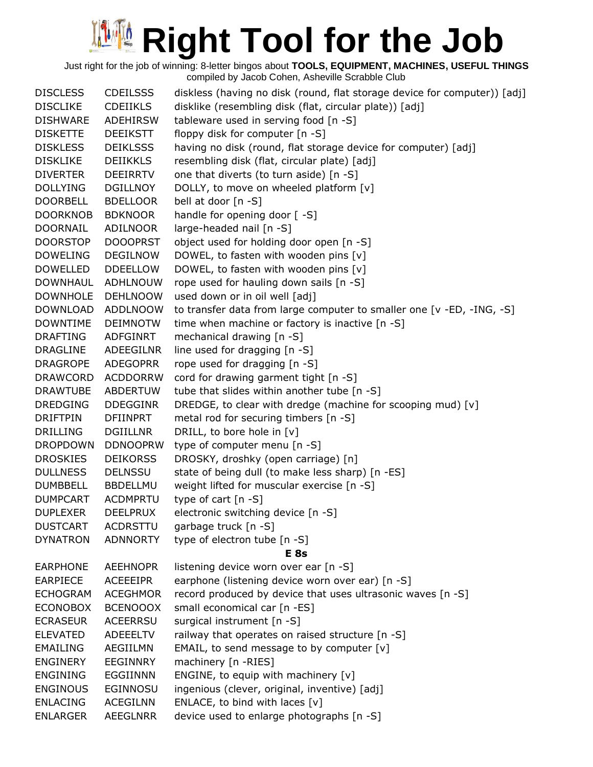# Right Tool for the Job

Just right for the job of winning: 8-letter bingos about **TOOLS, EQUIPMENT, MACHINES, USEFUL THINGS**
compiled by Jacob Cohen, Asheville Scrabble Club

| | | |
|---|---|---|
| DISCLESS | CDEILSSS | diskless (having no disk (round, flat storage device for computer)) [adj] |
| DISCLIKE | CDEIIKLS | disklike (resembling disk (flat, circular plate)) [adj] |
| DISHWARE | ADEHIRSW | tableware used in serving food [n -S] |
| DISKETTE | DEEIKSTT | floppy disk for computer [n -S] |
| DISKLESS | DEIKLSSS | having no disk (round, flat storage device for computer) [adj] |
| DISKLIKE | DEIIKKLS | resembling disk (flat, circular plate) [adj] |
| DIVERTER | DEEIRRTV | one that diverts (to turn aside) [n -S] |
| DOLLYING | DGILLNOY | DOLLY, to move on wheeled platform [v] |
| DOORBELL | BDELLOOR | bell at door [n -S] |
| DOORKNOB | BDKNOOR | handle for opening door [ -S] |
| DOORNAIL | ADILNOOR | large-headed nail [n -S] |
| DOORSTOP | DOOOPRST | object used for holding door open [n -S] |
| DOWELING | DEGILNOW | DOWEL, to fasten with wooden pins [v] |
| DOWELLED | DDEELLOW | DOWEL, to fasten with wooden pins [v] |
| DOWNHAUL | ADHLNOUW | rope used for hauling down sails [n -S] |
| DOWNHOLE | DEHLNOOW | used down or in oil well [adj] |
| DOWNLOAD | ADDLNOOW | to transfer data from large computer to smaller one [v -ED, -ING, -S] |
| DOWNTIME | DEIMNOTW | time when machine or factory is inactive [n -S] |
| DRAFTING | ADFGINRT | mechanical drawing [n -S] |
| DRAGLINE | ADEEGILNR | line used for dragging [n -S] |
| DRAGROPE | ADEGOPRR | rope used for dragging [n -S] |
| DRAWCORD | ACDDORRW | cord for drawing garment tight [n -S] |
| DRAWTUBE | ABDERTUW | tube that slides within another tube [n -S] |
| DREDGING | DDEGGINR | DREDGE, to clear with dredge (machine for scooping mud) [v] |
| DRIFTPIN | DFIINPRT | metal rod for securing timbers [n -S] |
| DRILLING | DGIILLNR | DRILL, to bore hole in [v] |
| DROPDOWN | DDNOOPRW | type of computer menu [n -S] |
| DROSKIES | DEIKORSS | DROSKY, droshky (open carriage) [n] |
| DULLNESS | DELNSSU | state of being dull (to make less sharp) [n -ES] |
| DUMBBELL | BBDELLMU | weight lifted for muscular exercise [n -S] |
| DUMPCART | ACDMPRTU | type of cart [n -S] |
| DUPLEXER | DEELPRUX | electronic switching device [n -S] |
| DUSTCART | ACDRSTTU | garbage truck [n -S] |
| DYNATRON | ADNNORTY | type of electron tube [n -S] |

**E 8s**

| | | |
|---|---|---|
| EARPHONE | AEEHNOPR | listening device worn over ear [n -S] |
| EARPIECE | ACEEEIPR | earphone (listening device worn over ear) [n -S] |
| ECHOGRAM | ACEGHMOR | record produced by device that uses ultrasonic waves [n -S] |
| ECONOBOX | BCENOOOX | small economical car [n -ES] |
| ECRASEUR | ACEERRSU | surgical instrument [n -S] |
| ELEVATED | ADEEELTV | railway that operates on raised structure [n -S] |
| EMAILING | AEGIILMN | EMAIL, to send message to by computer [v] |
| ENGINERY | EEGINNRY | machinery [n -RIES] |
| ENGINING | EGGIINNN | ENGINE, to equip with machinery [v] |
| ENGINOUS | EGINNOSU | ingenious (clever, original, inventive) [adj] |
| ENLACING | ACEGILNN | ENLACE, to bind with laces [v] |
| ENLARGER | AEEGLNRR | device used to enlarge photographs [n -S] |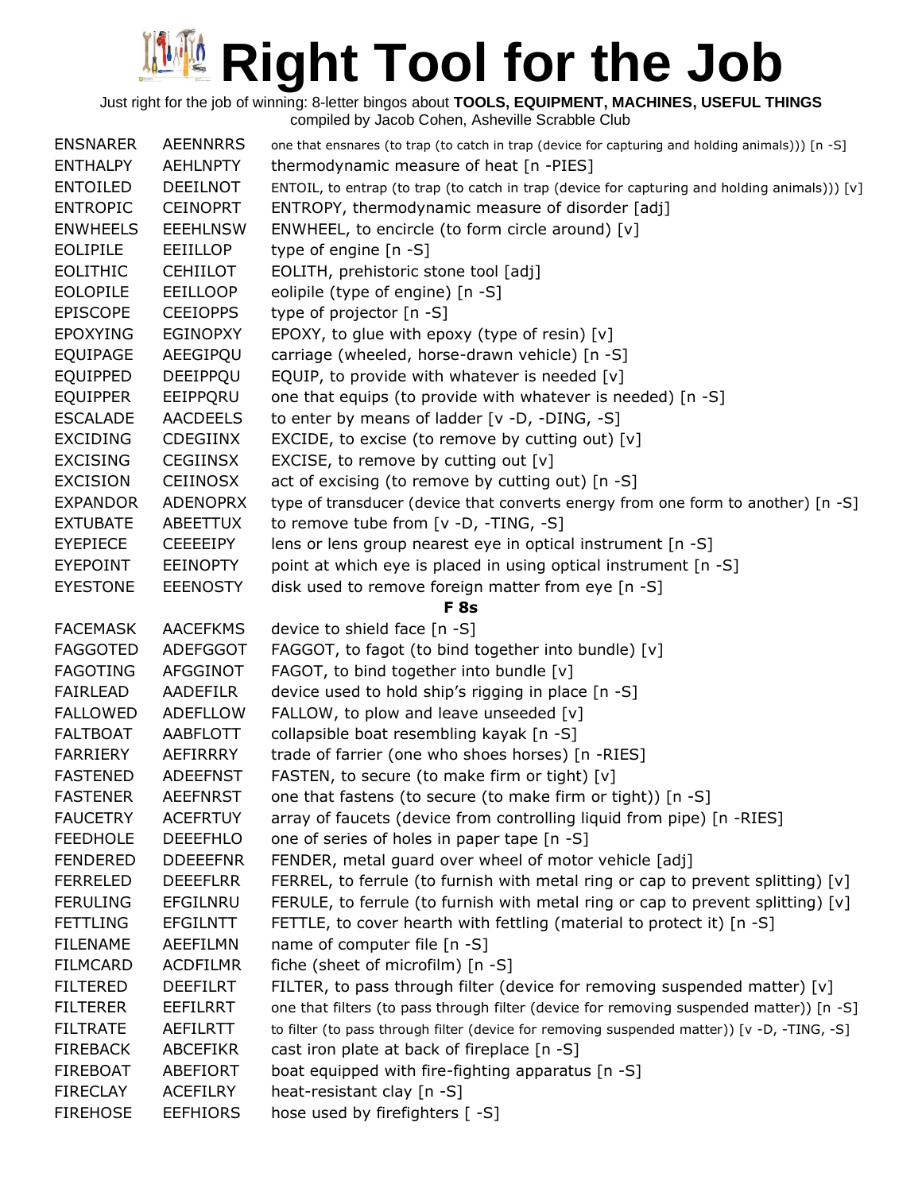# Right Tool for the Job

Just right for the job of winning: 8-letter bingos about **TOOLS, EQUIPMENT, MACHINES, USEFUL THINGS**
compiled by Jacob Cohen, Asheville Scrabble Club

| | | |
|---|---|---|
| ENSNARER | AEENNRRS | one that ensnares (to trap (to catch in trap (device for capturing and holding animals))) [n -S] |
| ENTHALPY | AEHLNPTY | thermodynamic measure of heat [n -PIES] |
| ENTOILED | DEEILNOT | ENTOIL, to entrap (to trap (to catch in trap (device for capturing and holding animals))) [v] |
| ENTROPIC | CEINOPRT | ENTROPY, thermodynamic measure of disorder [adj] |
| ENWHEELS | EEEHLNSW | ENWHEEL, to encircle (to form circle around) [v] |
| EOLIPILE | EEIILLOP | type of engine [n -S] |
| EOLITHIC | CEHIILOT | EOLITH, prehistoric stone tool [adj] |
| EOLOPILE | EEILLOOP | eolipile (type of engine) [n -S] |
| EPISCOPE | CEEIOPPS | type of projector [n -S] |
| EPOXYING | EGINOPXY | EPOXY, to glue with epoxy (type of resin) [v] |
| EQUIPAGE | AEEGIPQU | carriage (wheeled, horse-drawn vehicle) [n -S] |
| EQUIPPED | DEEIPPQU | EQUIP, to provide with whatever is needed [v] |
| EQUIPPER | EEIPPQRU | one that equips (to provide with whatever is needed) [n -S] |
| ESCALADE | AACDEELS | to enter by means of ladder [v -D, -DING, -S] |
| EXCIDING | CDEGIINX | EXCIDE, to excise (to remove by cutting out) [v] |
| EXCISING | CEGIINSX | EXCISE, to remove by cutting out [v] |
| EXCISION | CEIINOSX | act of excising (to remove by cutting out) [n -S] |
| EXPANDOR | ADENOPRX | type of transducer (device that converts energy from one form to another) [n -S] |
| EXTUBATE | ABEETTUX | to remove tube from [v -D, -TING, -S] |
| EYEPIECE | CEEEEIPY | lens or lens group nearest eye in optical instrument [n -S] |
| EYEPOINT | EEINOPTY | point at which eye is placed in using optical instrument [n -S] |
| EYESTONE | EEENOSTY | disk used to remove foreign matter from eye [n -S] |

## F 8s

| | | |
|---|---|---|
| FACEMASK | AACEFKMS | device to shield face [n -S] |
| FAGGOTED | ADEFGGOT | FAGGOT, to fagot (to bind together into bundle) [v] |
| FAGOTING | AFGGINOT | FAGOT, to bind together into bundle [v] |
| FAIRLEAD | AADEFILR | device used to hold ship's rigging in place [n -S] |
| FALLOWED | ADEFLLOW | FALLOW, to plow and leave unseeded [v] |
| FALTBOAT | AABFLOTT | collapsible boat resembling kayak [n -S] |
| FARRIERY | AEFIRRRY | trade of farrier (one who shoes horses) [n -RIES] |
| FASTENED | ADEEFNST | FASTEN, to secure (to make firm or tight) [v] |
| FASTENER | AEEFNRST | one that fastens (to secure (to make firm or tight)) [n -S] |
| FAUCETRY | ACEFRTUY | array of faucets (device from controlling liquid from pipe) [n -RIES] |
| FEEDHOLE | DEEEFHLO | one of series of holes in paper tape [n -S] |
| FENDERED | DDEEEFNR | FENDER, metal guard over wheel of motor vehicle [adj] |
| FERRELED | DEEEFLRR | FERREL, to ferrule (to furnish with metal ring or cap to prevent splitting) [v] |
| FERULING | EFGILNRU | FERULE, to ferrule (to furnish with metal ring or cap to prevent splitting) [v] |
| FETTLING | EFGILNTT | FETTLE, to cover hearth with fettling (material to protect it) [n -S] |
| FILENAME | AEEFILMN | name of computer file [n -S] |
| FILMCARD | ACDFILMR | fiche (sheet of microfilm) [n -S] |
| FILTERED | DEEFILRT | FILTER, to pass through filter (device for removing suspended matter) [v] |
| FILTERER | EEFILRRT | one that filters (to pass through filter (device for removing suspended matter)) [n -S] |
| FILTRATE | AEFILRTT | to filter (to pass through filter (device for removing suspended matter)) [v -D, -TING, -S] |
| FIREBACK | ABCEFIKR | cast iron plate at back of fireplace [n -S] |
| FIREBOAT | ABEFIORT | boat equipped with fire-fighting apparatus [n -S] |
| FIRECLAY | ACEFILRY | heat-resistant clay [n -S] |
| FIREHOSE | EEFHIORS | hose used by firefighters [ -S] |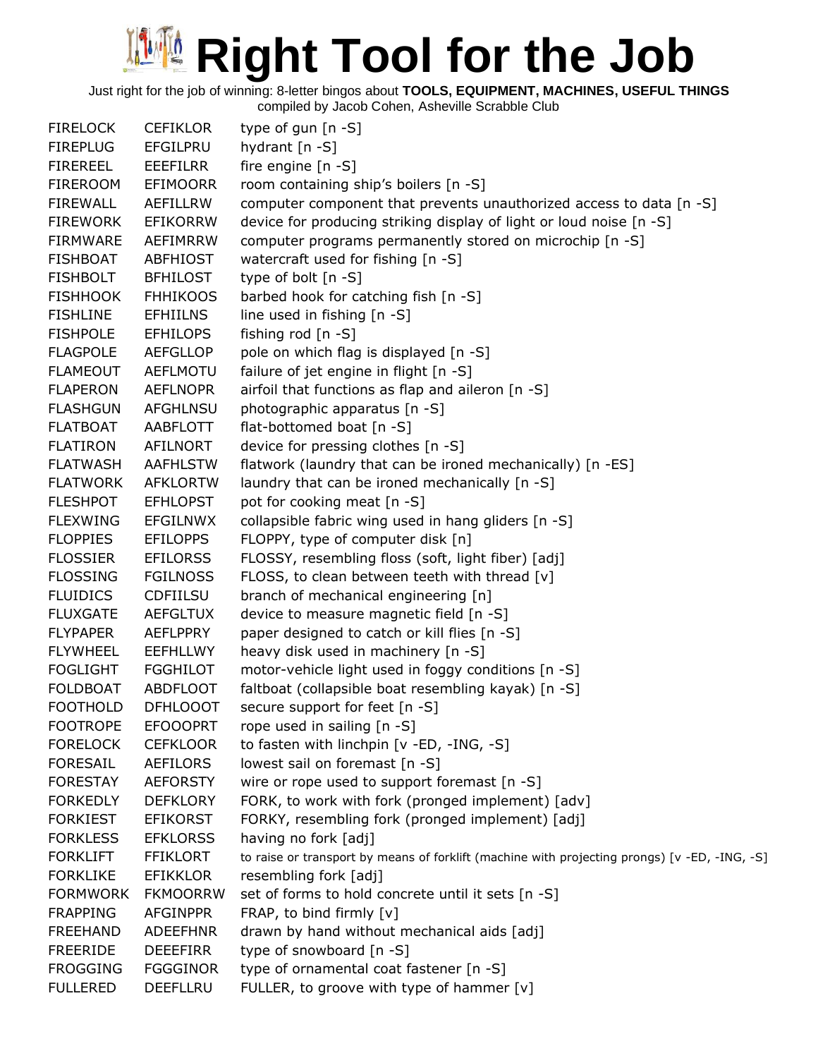# Right Tool for the Job

Just right for the job of winning: 8-letter bingos about **TOOLS, EQUIPMENT, MACHINES, USEFUL THINGS**
compiled by Jacob Cohen, Asheville Scrabble Club

| | | |
|---|---|---|
| FIRELOCK | CEFIKLOR | type of gun [n -S] |
| FIREPLUG | EFGILPRU | hydrant [n -S] |
| FIREREEL | EEEFILRR | fire engine [n -S] |
| FIREROOM | EFIMOORR | room containing ship's boilers [n -S] |
| FIREWALL | AEFILLRW | computer component that prevents unauthorized access to data [n -S] |
| FIREWORK | EFIKORRW | device for producing striking display of light or loud noise [n -S] |
| FIRMWARE | AEFIMRRW | computer programs permanently stored on microchip [n -S] |
| FISHBOAT | ABFHIOST | watercraft used for fishing [n -S] |
| FISHBOLT | BFHILOST | type of bolt [n -S] |
| FISHHOOK | FHHIKOOS | barbed hook for catching fish [n -S] |
| FISHLINE | EFHIILNS | line used in fishing [n -S] |
| FISHPOLE | EFHILOPS | fishing rod [n -S] |
| FLAGPOLE | AEFGLLOP | pole on which flag is displayed [n -S] |
| FLAMEOUT | AEFLMOTU | failure of jet engine in flight [n -S] |
| FLAPERON | AEFLNOPR | airfoil that functions as flap and aileron [n -S] |
| FLASHGUN | AFGHLNSU | photographic apparatus [n -S] |
| FLATBOAT | AABFLOTT | flat-bottomed boat [n -S] |
| FLATIRON | AFILNORT | device for pressing clothes [n -S] |
| FLATWASH | AAFHLSTW | flatwork (laundry that can be ironed mechanically) [n -ES] |
| FLATWORK | AFKLORTW | laundry that can be ironed mechanically [n -S] |
| FLESHPOT | EFHLOPST | pot for cooking meat [n -S] |
| FLEXWING | EFGILNWX | collapsible fabric wing used in hang gliders [n -S] |
| FLOPPIES | EFILOPPS | FLOPPY, type of computer disk [n] |
| FLOSSIER | EFILORSS | FLOSSY, resembling floss (soft, light fiber) [adj] |
| FLOSSING | FGILNOSS | FLOSS, to clean between teeth with thread [v] |
| FLUIDICS | CDFIILSU | branch of mechanical engineering [n] |
| FLUXGATE | AEFGLTUX | device to measure magnetic field [n -S] |
| FLYPAPER | AEFLPPRY | paper designed to catch or kill flies [n -S] |
| FLYWHEEL | EEFHLLWY | heavy disk used in machinery [n -S] |
| FOGLIGHT | FGGHILOT | motor-vehicle light used in foggy conditions [n -S] |
| FOLDBOAT | ABDFLOOT | faltboat (collapsible boat resembling kayak) [n -S] |
| FOOTHOLD | DFHLOOOT | secure support for feet [n -S] |
| FOOTROPE | EFOOOPRT | rope used in sailing [n -S] |
| FORELOCK | CEFKLOOR | to fasten with linchpin [v -ED, -ING, -S] |
| FORESAIL | AEFILORS | lowest sail on foremast [n -S] |
| FORESTAY | AEFORSTY | wire or rope used to support foremast [n -S] |
| FORKEDLY | DEFKLORY | FORK, to work with fork (pronged implement) [adv] |
| FORKIEST | EFIKORST | FORKY, resembling fork (pronged implement) [adj] |
| FORKLESS | EFKLORSS | having no fork [adj] |
| FORKLIFT | FFIKLORT | to raise or transport by means of forklift (machine with projecting prongs) [v -ED, -ING, -S] |
| FORKLIKE | EFIKKLOR | resembling fork [adj] |
| FORMWORK | FKMOORRW | set of forms to hold concrete until it sets [n -S] |
| FRAPPING | AFGINPPR | FRAP, to bind firmly [v] |
| FREEHAND | ADEEFHNR | drawn by hand without mechanical aids [adj] |
| FREERIDE | DEEEFIRR | type of snowboard [n -S] |
| FROGGING | FGGGINOR | type of ornamental coat fastener [n -S] |
| FULLERED | DEEFLLRU | FULLER, to groove with type of hammer [v] |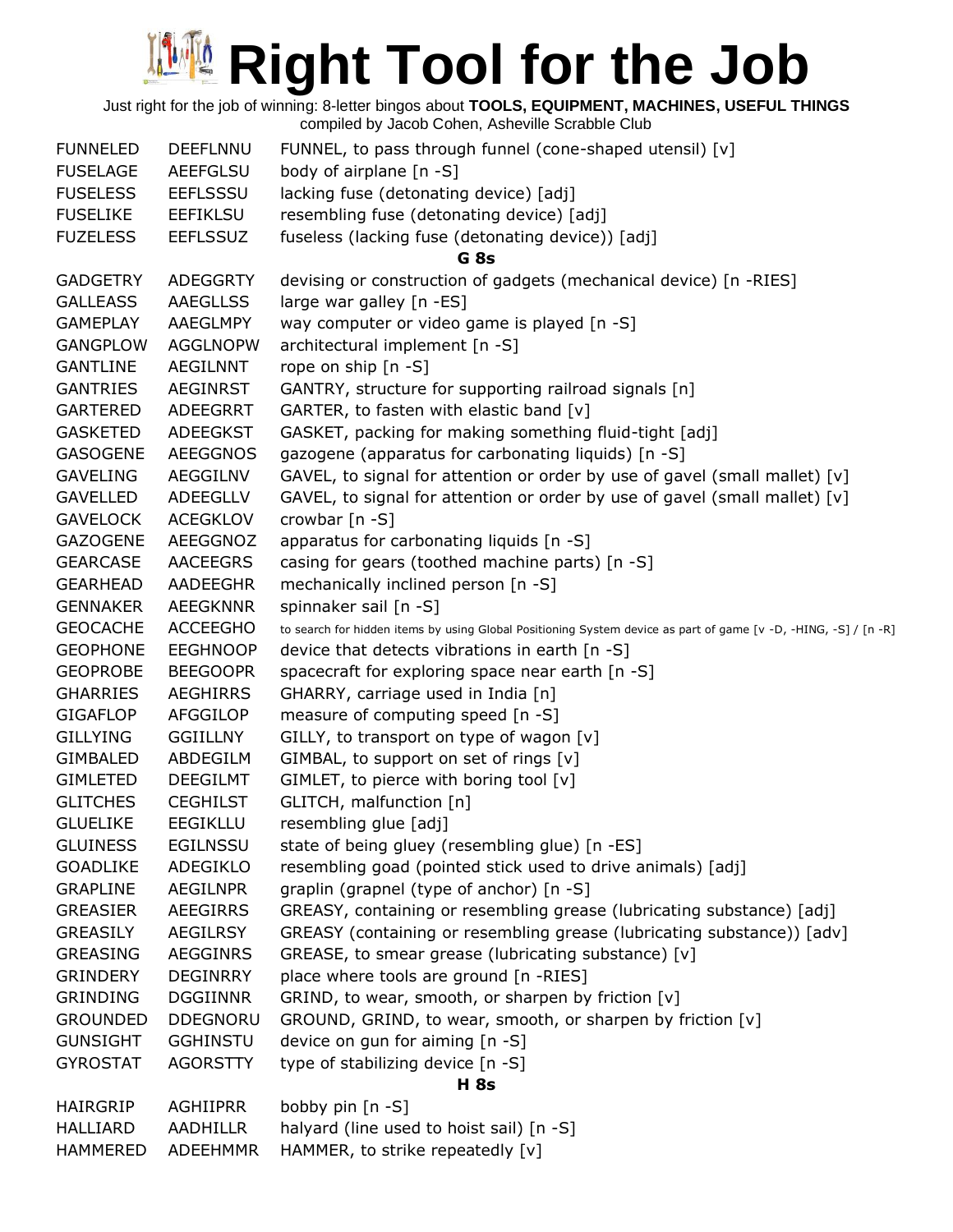# Right Tool for the Job

Just right for the job of winning: 8-letter bingos about **TOOLS, EQUIPMENT, MACHINES, USEFUL THINGS**
compiled by Jacob Cohen, Asheville Scrabble Club

| | | |
|---|---|---|
| FUNNELED | DEEFLNNU | FUNNEL, to pass through funnel (cone-shaped utensil) [v] |
| FUSELAGE | AEEFGLSU | body of airplane [n -S] |
| FUSELESS | EEFLSSSU | lacking fuse (detonating device) [adj] |
| FUSELIKE | EEFIKLSU | resembling fuse (detonating device) [adj] |
| FUZELESS | EEFLSSUZ | fuseless (lacking fuse (detonating device)) [adj] |

### G 8s

| | | |
|---|---|---|
| GADGETRY | ADEGGRTY | devising or construction of gadgets (mechanical device) [n -RIES] |
| GALLEASS | AAEGLLSS | large war galley [n -ES] |
| GAMEPLAY | AAEGLMPY | way computer or video game is played [n -S] |
| GANGPLOW | AGGLNOPW | architectural implement [n -S] |
| GANTLINE | AEGILNNT | rope on ship [n -S] |
| GANTRIES | AEGINRST | GANTRY, structure for supporting railroad signals [n] |
| GARTERED | ADEEGRRT | GARTER, to fasten with elastic band [v] |
| GASKETED | ADEEGKST | GASKET, packing for making something fluid-tight [adj] |
| GASOGENE | AEEGGNOS | gazogene (apparatus for carbonating liquids) [n -S] |
| GAVELING | AEGGILNV | GAVEL, to signal for attention or order by use of gavel (small mallet) [v] |
| GAVELLED | ADEEGLLV | GAVEL, to signal for attention or order by use of gavel (small mallet) [v] |
| GAVELOCK | ACEGKLOV | crowbar [n -S] |
| GAZOGENE | AEEGGNOZ | apparatus for carbonating liquids [n -S] |
| GEARCASE | AACEEGRS | casing for gears (toothed machine parts) [n -S] |
| GEARHEAD | AADEEGHR | mechanically inclined person [n -S] |
| GENNAKER | AEEGKNNR | spinnaker sail [n -S] |
| GEOCACHE | ACCEEGHO | to search for hidden items by using Global Positioning System device as part of game [v -D, -HING, -S] / [n -R] |
| GEOPHONE | EEGHNOOP | device that detects vibrations in earth [n -S] |
| GEOPROBE | BEEGOOPR | spacecraft for exploring space near earth [n -S] |
| GHARRIES | AEGHIRRS | GHARRY, carriage used in India [n] |
| GIGAFLOP | AFGGILOP | measure of computing speed [n -S] |
| GILLYING | GGIILLNY | GILLY, to transport on type of wagon [v] |
| GIMBALED | ABDEGILM | GIMBAL, to support on set of rings [v] |
| GIMLETED | DEEGILMT | GIMLET, to pierce with boring tool [v] |
| GLITCHES | CEGHILST | GLITCH, malfunction [n] |
| GLUELIKE | EEGIKLLU | resembling glue [adj] |
| GLUINESS | EGILNSSU | state of being gluey (resembling glue) [n -ES] |
| GOADLIKE | ADEGIKLO | resembling goad (pointed stick used to drive animals) [adj] |
| GRAPLINE | AEGILNPR | graplin (grapnel (type of anchor) [n -S] |
| GREASIER | AEEGIRRS | GREASY, containing or resembling grease (lubricating substance) [adj] |
| GREASILY | AEGILRSY | GREASY (containing or resembling grease (lubricating substance)) [adv] |
| GREASING | AEGGINRS | GREASE, to smear grease (lubricating substance) [v] |
| GRINDERY | DEGINRRY | place where tools are ground [n -RIES] |
| GRINDING | DGGIINNR | GRIND, to wear, smooth, or sharpen by friction [v] |
| GROUNDED | DDEGNORU | GROUND, GRIND, to wear, smooth, or sharpen by friction [v] |
| GUNSIGHT | GGHINSTU | device on gun for aiming [n -S] |
| GYROSTAT | AGORSTTY | type of stabilizing device [n -S] |

### H 8s

| | | |
|---|---|---|
| HAIRGRIP | AGHIIPRR | bobby pin [n -S] |
| HALLIARD | AADHILLR | halyard (line used to hoist sail) [n -S] |
| HAMMERED | ADEEHMMR | HAMMER, to strike repeatedly [v] |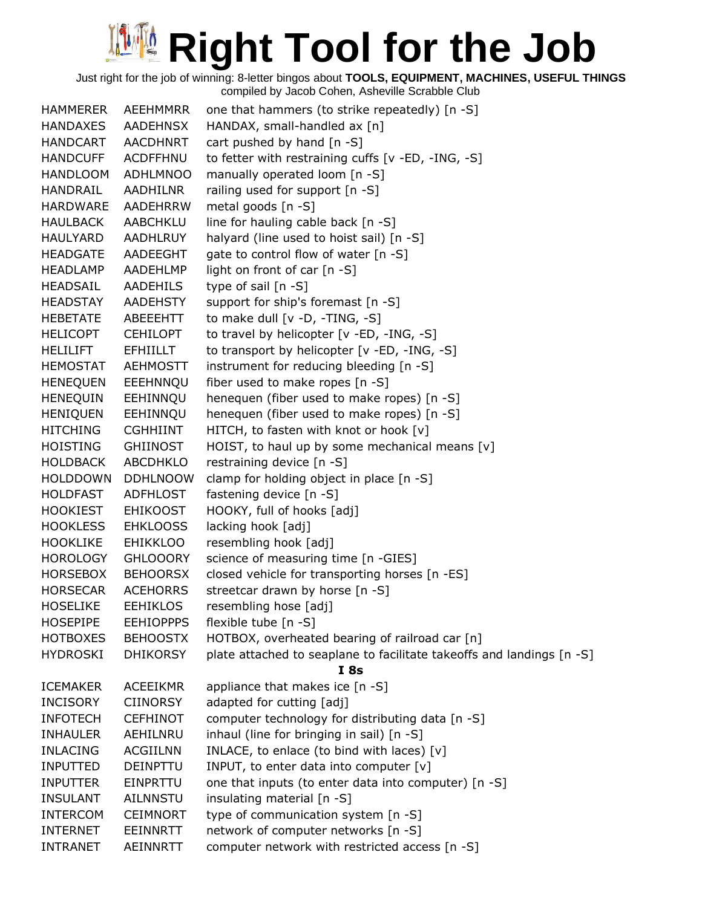# Right Tool for the Job

Just right for the job of winning: 8-letter bingos about **TOOLS, EQUIPMENT, MACHINES, USEFUL THINGS**
compiled by Jacob Cohen, Asheville Scrabble Club

| | | |
|---|---|---|
| HAMMERER | AEEHMMRR | one that hammers (to strike repeatedly) [n -S] |
| HANDAXES | AADEHNSX | HANDAX, small-handled ax [n] |
| HANDCART | AACDHNRT | cart pushed by hand [n -S] |
| HANDCUFF | ACDFFHNU | to fetter with restraining cuffs [v -ED, -ING, -S] |
| HANDLOOM | ADHLMNOO | manually operated loom [n -S] |
| HANDRAIL | AADHILNR | railing used for support [n -S] |
| HARDWARE | AADEHRRW | metal goods [n -S] |
| HAULBACK | AABCHKLU | line for hauling cable back [n -S] |
| HAULYARD | AADHLRUY | halyard (line used to hoist sail) [n -S] |
| HEADGATE | AADEEGHT | gate to control flow of water [n -S] |
| HEADLAMP | AADEHLMP | light on front of car [n -S] |
| HEADSAIL | AADEHILS | type of sail [n -S] |
| HEADSTAY | AADEHSTY | support for ship's foremast [n -S] |
| HEBETATE | ABEEEHTT | to make dull [v -D, -TING, -S] |
| HELICOPT | CEHILOPT | to travel by helicopter [v -ED, -ING, -S] |
| HELILIFT | EFHIILLT | to transport by helicopter [v -ED, -ING, -S] |
| HEMOSTAT | AEHMOSTT | instrument for reducing bleeding [n -S] |
| HENEQUEN | EEEHNNQU | fiber used to make ropes [n -S] |
| HENEQUIN | EEHINNQU | henequen (fiber used to make ropes) [n -S] |
| HENIQUEN | EEHINNQU | henequen (fiber used to make ropes) [n -S] |
| HITCHING | CGHHIINT | HITCH, to fasten with knot or hook [v] |
| HOISTING | GHIINOST | HOIST, to haul up by some mechanical means [v] |
| HOLDBACK | ABCDHKLO | restraining device [n -S] |
| HOLDDOWN | DDHLNOOW | clamp for holding object in place [n -S] |
| HOLDFAST | ADFHLOST | fastening device [n -S] |
| HOOKIEST | EHIKOOST | HOOKY, full of hooks [adj] |
| HOOKLESS | EHKLOOSS | lacking hook [adj] |
| HOOKLIKE | EHIKKLOO | resembling hook [adj] |
| HOROLOGY | GHLOOORY | science of measuring time [n -GIES] |
| HORSEBOX | BEHOORSX | closed vehicle for transporting horses [n -ES] |
| HORSECAR | ACEHORRS | streetcar drawn by horse [n -S] |
| HOSELIKE | EEHIKLOS | resembling hose [adj] |
| HOSEPIPE | EEHIOPPPS | flexible tube [n -S] |
| HOTBOXES | BEHOOSTX | HOTBOX, overheated bearing of railroad car [n] |
| HYDROSKI | DHIKORSY | plate attached to seaplane to facilitate takeoffs and landings [n -S] |
| | | **I 8s** |
| ICEMAKER | ACEEIKMR | appliance that makes ice [n -S] |
| INCISORY | CIINORSY | adapted for cutting [adj] |
| INFOTECH | CEFHINOT | computer technology for distributing data [n -S] |
| INHAULER | AEHILNRU | inhaul (line for bringing in sail) [n -S] |
| INLACING | ACGIILNN | INLACE, to enlace (to bind with laces) [v] |
| INPUTTED | DEINPTTU | INPUT, to enter data into computer [v] |
| INPUTTER | EINPRTTU | one that inputs (to enter data into computer) [n -S] |
| INSULANT | AILNNSTU | insulating material [n -S] |
| INTERCOM | CEIMNORT | type of communication system [n -S] |
| INTERNET | EEINNRTT | network of computer networks [n -S] |
| INTRANET | AEINNRTT | computer network with restricted access [n -S] |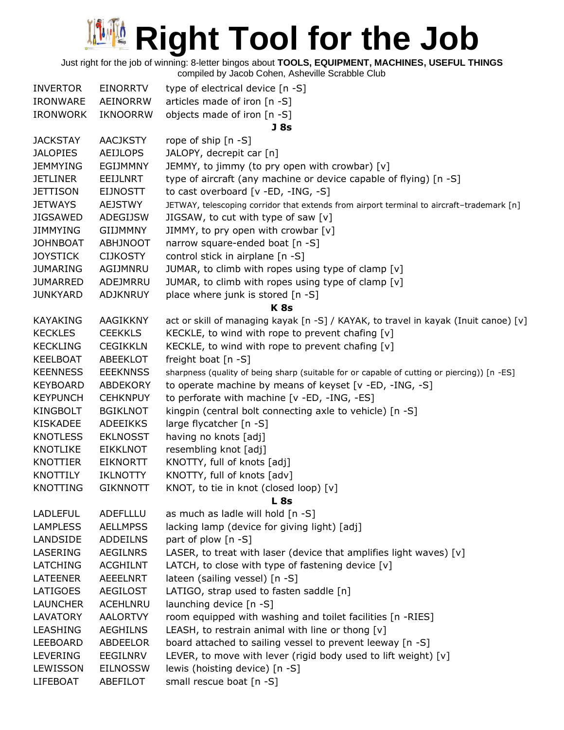# Right Tool for the Job

Just right for the job of winning: 8-letter bingos about **TOOLS, EQUIPMENT, MACHINES, USEFUL THINGS**
compiled by Jacob Cohen, Asheville Scrabble Club

| | | |
|---|---|---|
| INVERTOR | EINORRTV | type of electrical device [n -S] |
| IRONWARE | AEINORRW | articles made of iron [n -S] |
| IRONWORK | IKNOORRW | objects made of iron [n -S] |
| | | **J 8s** |
| JACKSTAY | AACJKSTY | rope of ship [n -S] |
| JALOPIES | AEIJLOPS | JALOPY, decrepit car [n] |
| JEMMYING | EGIJMMNY | JEMMY, to jimmy (to pry open with crowbar) [v] |
| JETLINER | EEIJLNRT | type of aircraft (any machine or device capable of flying) [n -S] |
| JETTISON | EIJNOSTT | to cast overboard [v -ED, -ING, -S] |
| JETWAYS | AEJSTWY | JETWAY, telescoping corridor that extends from airport terminal to aircraft–trademark [n] |
| JIGSAWED | ADEGIJSW | JIGSAW, to cut with type of saw [v] |
| JIMMYING | GIIJMMNY | JIMMY, to pry open with crowbar [v] |
| JOHNBOAT | ABHJNOOT | narrow square-ended boat [n -S] |
| JOYSTICK | CIJKOSTY | control stick in airplane [n -S] |
| JUMARING | AGIJMNRU | JUMAR, to climb with ropes using type of clamp [v] |
| JUMARRED | ADEJMRRU | JUMAR, to climb with ropes using type of clamp [v] |
| JUNKYARD | ADJKNRUY | place where junk is stored [n -S] |
| | | **K 8s** |
| KAYAKING | AAGIKKNY | act or skill of managing kayak [n -S] / KAYAK, to travel in kayak (Inuit canoe) [v] |
| KECKLES | CEEKKLS | KECKLE, to wind with rope to prevent chafing [v] |
| KECKLING | CEGIKKLN | KECKLE, to wind with rope to prevent chafing [v] |
| KEELBOAT | ABEEKLOT | freight boat [n -S] |
| KEENNESS | EEEKNNSS | sharpness (quality of being sharp (suitable for or capable of cutting or piercing)) [n -ES] |
| KEYBOARD | ABDEKORY | to operate machine by means of keyset [v -ED, -ING, -S] |
| KEYPUNCH | CEHKNPUY | to perforate with machine [v -ED, -ING, -ES] |
| KINGBOLT | BGIKLNOT | kingpin (central bolt connecting axle to vehicle) [n -S] |
| KISKADEE | ADEEIKKS | large flycatcher [n -S] |
| KNOTLESS | EKLNOSST | having no knots [adj] |
| KNOTLIKE | EIKKLNOT | resembling knot [adj] |
| KNOTTIER | EIKNORTT | KNOTTY, full of knots [adj] |
| KNOTTILY | IKLNOTTY | KNOTTY, full of knots [adv] |
| KNOTTING | GIKNNOTT | KNOT, to tie in knot (closed loop) [v] |
| | | **L 8s** |
| LADLEFUL | ADEFLLLU | as much as ladle will hold [n -S] |
| LAMPLESS | AELLMPSS | lacking lamp (device for giving light) [adj] |
| LANDSIDE | ADDEILNS | part of plow [n -S] |
| LASERING | AEGILNRS | LASER, to treat with laser (device that amplifies light waves) [v] |
| LATCHING | ACGHILNT | LATCH, to close with type of fastening device [v] |
| LATEENER | AEEELNRT | lateen (sailing vessel) [n -S] |
| LATIGOES | AEGILOST | LATIGO, strap used to fasten saddle [n] |
| LAUNCHER | ACEHLNRU | launching device [n -S] |
| LAVATORY | AALORTVY | room equipped with washing and toilet facilities [n -RIES] |
| LEASHING | AEGHILNS | LEASH, to restrain animal with line or thong [v] |
| LEEBOARD | ABDEELOR | board attached to sailing vessel to prevent leeway [n -S] |
| LEVERING | EEGILNRV | LEVER, to move with lever (rigid body used to lift weight) [v] |
| LEWISSON | EILNOSSW | lewis (hoisting device) [n -S] |
| LIFEBOAT | ABEFILOT | small rescue boat [n -S] |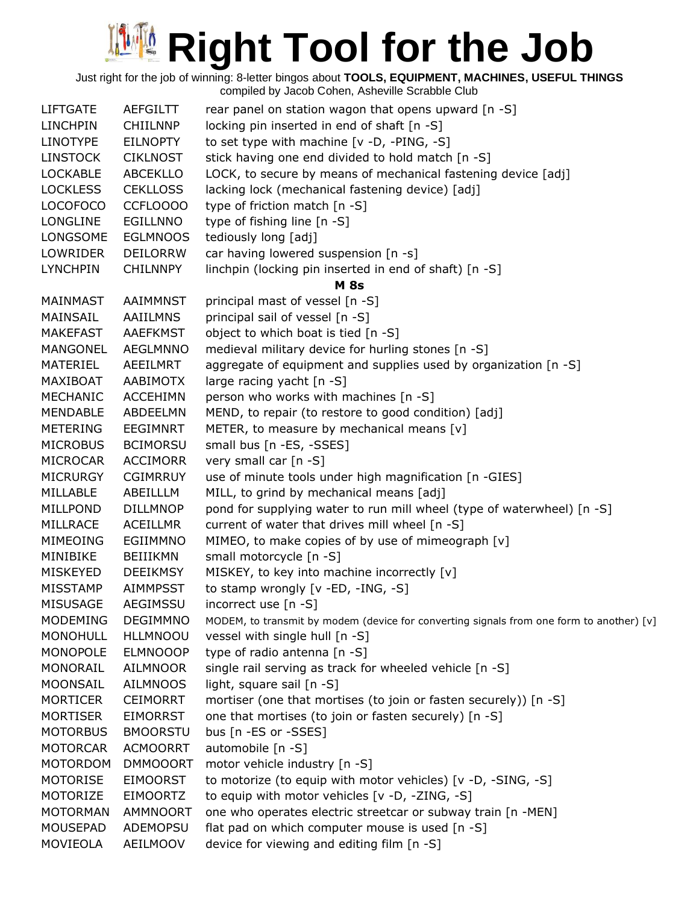# Right Tool for the Job

Just right for the job of winning: 8-letter bingos about **TOOLS, EQUIPMENT, MACHINES, USEFUL THINGS**
compiled by Jacob Cohen, Asheville Scrabble Club

| | | |
|---|---|---|
| LIFTGATE | AEFGILTT | rear panel on station wagon that opens upward [n -S] |
| LINCHPIN | CHIILNNP | locking pin inserted in end of shaft [n -S] |
| LINOTYPE | EILNOPTY | to set type with machine [v -D, -PING, -S] |
| LINSTOCK | CIKLNOST | stick having one end divided to hold match [n -S] |
| LOCKABLE | ABCEKLLO | LOCK, to secure by means of mechanical fastening device [adj] |
| LOCKLESS | CEKLLOSS | lacking lock (mechanical fastening device) [adj] |
| LOCOFOCO | CCFLOOOO | type of friction match [n -S] |
| LONGLINE | EGILLNNO | type of fishing line [n -S] |
| LONGSOME | EGLMNOOS | tediously long [adj] |
| LOWRIDER | DEILORRW | car having lowered suspension [n -s] |
| LYNCHPIN | CHILNNPY | linchpin (locking pin inserted in end of shaft) [n -S] |
| | | **M 8s** |
| MAINMAST | AAIMMNST | principal mast of vessel [n -S] |
| MAINSAIL | AAIILMNS | principal sail of vessel [n -S] |
| MAKEFAST | AAEFKMST | object to which boat is tied [n -S] |
| MANGONEL | AEGLMNNO | medieval military device for hurling stones [n -S] |
| MATERIEL | AEEILMRT | aggregate of equipment and supplies used by organization [n -S] |
| MAXIBOAT | AABIMOTX | large racing yacht [n -S] |
| MECHANIC | ACCEHIMN | person who works with machines [n -S] |
| MENDABLE | ABDEELMN | MEND, to repair (to restore to good condition) [adj] |
| METERING | EEGIMNRT | METER, to measure by mechanical means [v] |
| MICROBUS | BCIMORSU | small bus [n -ES, -SSES] |
| MICROCAR | ACCIMORR | very small car [n -S] |
| MICRURGY | CGIMRRUY | use of minute tools under high magnification [n -GIES] |
| MILLABLE | ABEILLLM | MILL, to grind by mechanical means [adj] |
| MILLPOND | DILLMNOP | pond for supplying water to run mill wheel (type of waterwheel) [n -S] |
| MILLRACE | ACEILLMR | current of water that drives mill wheel [n -S] |
| MIMEOING | EGIIMMNO | MIMEO, to make copies of by use of mimeograph [v] |
| MINIBIKE | BEIIIKMN | small motorcycle [n -S] |
| MISKEYED | DEEIKMSY | MISKEY, to key into machine incorrectly [v] |
| MISSTAMP | AIMMPSST | to stamp wrongly [v -ED, -ING, -S] |
| MISUSAGE | AEGIMSSU | incorrect use [n -S] |
| MODEMING | DEGIMMNO | MODEM, to transmit by modem (device for converting signals from one form to another) [v] |
| MONOHULL | HLLMNOOU | vessel with single hull [n -S] |
| MONOPOLE | ELMNOOOP | type of radio antenna [n -S] |
| MONORAIL | AILMNOOR | single rail serving as track for wheeled vehicle [n -S] |
| MOONSAIL | AILMNOOS | light, square sail [n -S] |
| MORTICER | CEIMORRT | mortiser (one that mortises (to join or fasten securely)) [n -S] |
| MORTISER | EIMORRST | one that mortises (to join or fasten securely) [n -S] |
| MOTORBUS | BMOORSTU | bus [n -ES or -SSES] |
| MOTORCAR | ACMOORRT | automobile [n -S] |
| MOTORDOM | DMMOOORT | motor vehicle industry [n -S] |
| MOTORISE | EIMOORST | to motorize (to equip with motor vehicles) [v -D, -SING, -S] |
| MOTORIZE | EIMOORTZ | to equip with motor vehicles [v -D, -ZING, -S] |
| MOTORMAN | AMMNOORT | one who operates electric streetcar or subway train [n -MEN] |
| MOUSEPAD | ADEMOPSU | flat pad on which computer mouse is used [n -S] |
| MOVIEOLA | AEILMOOV | device for viewing and editing film [n -S] |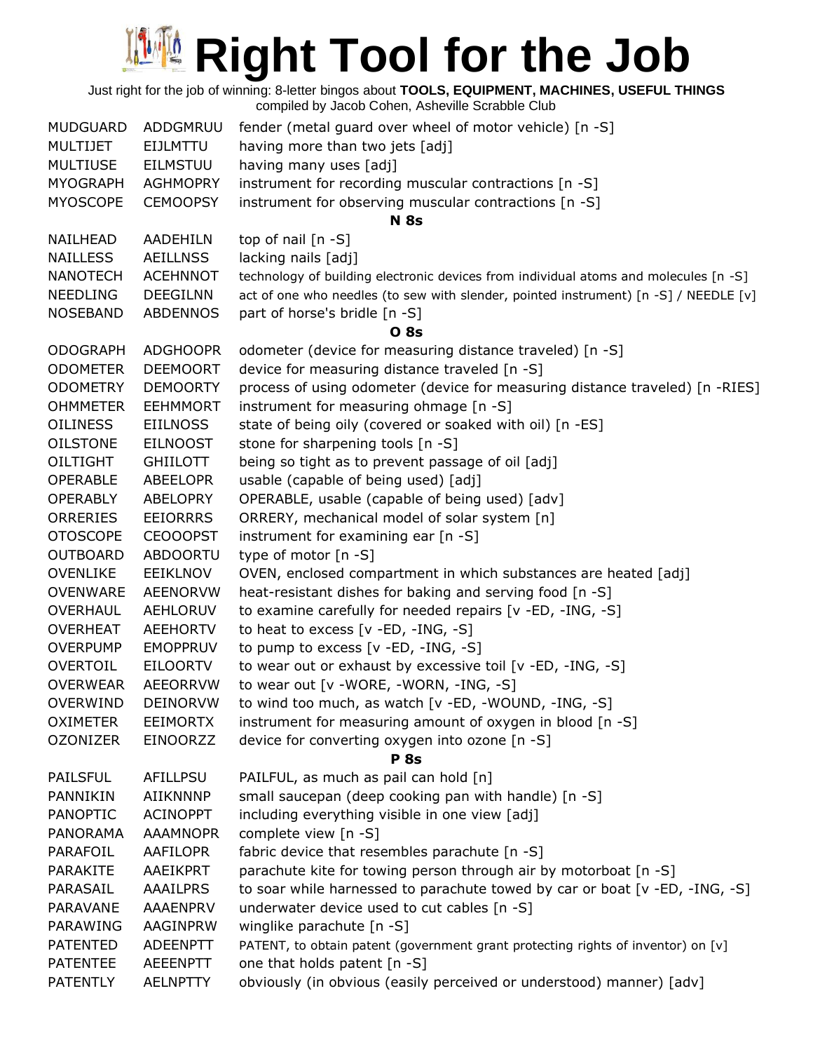Just right for the job of winning: 8-letter bingos about **TOOLS, EQUIPMENT, MACHINES, USEFUL THINGS**
compiled by Jacob Cohen, Asheville Scrabble Club

| | | |
|---|---|---|
| MUDGUARD | ADDGMRUU | fender (metal guard over wheel of motor vehicle) [n -S] |
| MULTIJET | EIJLMTTU | having more than two jets [adj] |
| MULTIUSE | EILMSTUU | having many uses [adj] |
| MYOGRAPH | AGHMOPRY | instrument for recording muscular contractions [n -S] |
| MYOSCOPE | CEMOOPSY | instrument for observing muscular contractions [n -S] |
| | | **N 8s** |
| NAILHEAD | AADEHILN | top of nail [n -S] |
| NAILLESS | AEILLNSS | lacking nails [adj] |
| NANOTECH | ACEHNNOT | technology of building electronic devices from individual atoms and molecules [n -S] |
| NEEDLING | DEEGILNN | act of one who needles (to sew with slender, pointed instrument) [n -S] / NEEDLE [v] |
| NOSEBAND | ABDENNOS | part of horse's bridle [n -S] |
| | | **O 8s** |
| ODOGRAPH | ADGHOOPR | odometer (device for measuring distance traveled) [n -S] |
| ODOMETER | DEEMOORT | device for measuring distance traveled [n -S] |
| ODOMETRY | DEMOORTY | process of using odometer (device for measuring distance traveled) [n -RIES] |
| OHMMETER | EEHMMORT | instrument for measuring ohmage [n -S] |
| OILINESS | EIILNOSS | state of being oily (covered or soaked with oil) [n -ES] |
| OILSTONE | EILNOOST | stone for sharpening tools [n -S] |
| OILTIGHT | GHIILOTT | being so tight as to prevent passage of oil [adj] |
| OPERABLE | ABEELOPR | usable (capable of being used) [adj] |
| OPERABLY | ABELOPRY | OPERABLE, usable (capable of being used) [adv] |
| ORRERIES | EEIORRRS | ORRERY, mechanical model of solar system [n] |
| OTOSCOPE | CEOOOPST | instrument for examining ear [n -S] |
| OUTBOARD | ABDOORTU | type of motor [n -S] |
| OVENLIKE | EEIKLNOV | OVEN, enclosed compartment in which substances are heated [adj] |
| OVENWARE | AEENORVW | heat-resistant dishes for baking and serving food [n -S] |
| OVERHAUL | AEHLORUV | to examine carefully for needed repairs [v -ED, -ING, -S] |
| OVERHEAT | AEEHORTV | to heat to excess [v -ED, -ING, -S] |
| OVERPUMP | EMOPPRUV | to pump to excess [v -ED, -ING, -S] |
| OVERTOIL | EILOORTV | to wear out or exhaust by excessive toil [v -ED, -ING, -S] |
| OVERWEAR | AEEORRVW | to wear out [v -WORE, -WORN, -ING, -S] |
| OVERWIND | DEINORVW | to wind too much, as watch [v -ED, -WOUND, -ING, -S] |
| OXIMETER | EEIMORTX | instrument for measuring amount of oxygen in blood [n -S] |
| OZONIZER | EINOORZZ | device for converting oxygen into ozone [n -S] |
| | | **P 8s** |
| PAILSFUL | AFILLPSU | PAILFUL, as much as pail can hold [n] |
| PANNIKIN | AIIKNNNP | small saucepan (deep cooking pan with handle) [n -S] |
| PANOPTIC | ACINOPPT | including everything visible in one view [adj] |
| PANORAMA | AAAMNOPR | complete view [n -S] |
| PARAFOIL | AAFILOPR | fabric device that resembles parachute [n -S] |
| PARAKITE | AAEIKPRT | parachute kite for towing person through air by motorboat [n -S] |
| PARASAIL | AAAILPRS | to soar while harnessed to parachute towed by car or boat [v -ED, -ING, -S] |
| PARAVANE | AAAENPRV | underwater device used to cut cables [n -S] |
| PARAWING | AAGINPRW | winglike parachute [n -S] |
| PATENTED | ADEENPTT | PATENT, to obtain patent (government grant protecting rights of inventor) on [v] |
| PATENTEE | AEEENPTT | one that holds patent [n -S] |
| PATENTLY | AELNPTTY | obviously (in obvious (easily perceived or understood) manner) [adv] |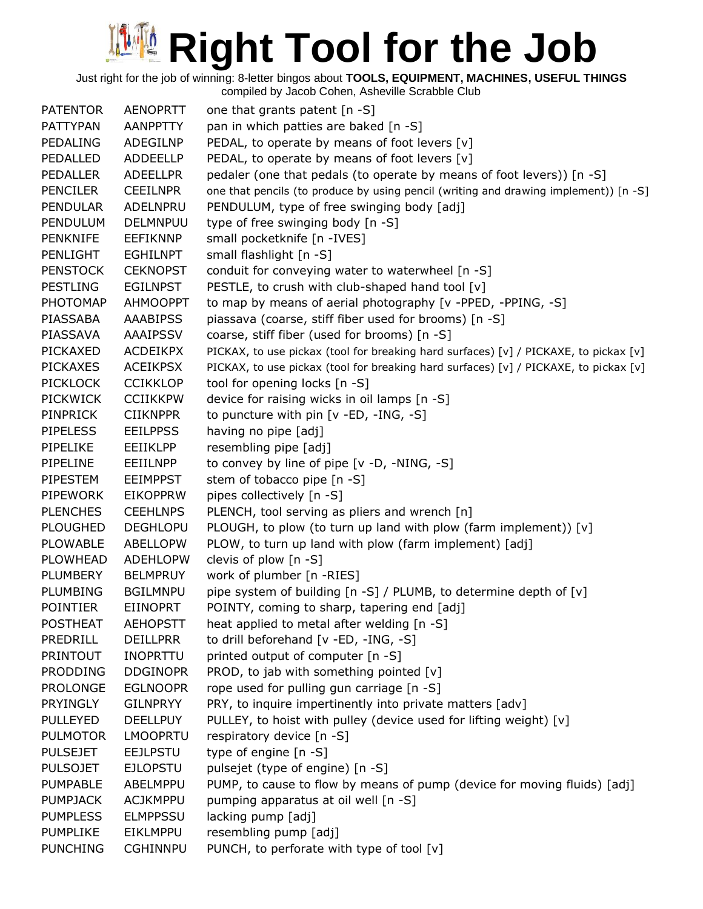# Right Tool for the Job

Just right for the job of winning: 8-letter bingos about **TOOLS, EQUIPMENT, MACHINES, USEFUL THINGS**
compiled by Jacob Cohen, Asheville Scrabble Club

| | | |
|---|---|---|
| PATENTOR | AENOPRTT | one that grants patent [n -S] |
| PATTYPAN | AANPPTTY | pan in which patties are baked [n -S] |
| PEDALING | ADEGILNP | PEDAL, to operate by means of foot levers [v] |
| PEDALLED | ADDEELLP | PEDAL, to operate by means of foot levers [v] |
| PEDALLER | ADEELLPR | pedaler (one that pedals (to operate by means of foot levers)) [n -S] |
| PENCILER | CEEILNPR | one that pencils (to produce by using pencil (writing and drawing implement)) [n -S] |
| PENDULAR | ADELNPRU | PENDULUM, type of free swinging body [adj] |
| PENDULUM | DELMNPUU | type of free swinging body [n -S] |
| PENKNIFE | EEFIKNNP | small pocketknife [n -IVES] |
| PENLIGHT | EGHILNPT | small flashlight [n -S] |
| PENSTOCK | CEKNOPST | conduit for conveying water to waterwheel [n -S] |
| PESTLING | EGILNPST | PESTLE, to crush with club-shaped hand tool [v] |
| PHOTOMAP | AHMOOPPT | to map by means of aerial photography [v -PPED, -PPING, -S] |
| PIASSABA | AAABIPSS | piassava (coarse, stiff fiber used for brooms) [n -S] |
| PIASSAVA | AAAIPSSV | coarse, stiff fiber (used for brooms) [n -S] |
| PICKAXED | ACDEIKPX | PICKAX, to use pickax (tool for breaking hard surfaces) [v] / PICKAXE, to pickax [v] |
| PICKAXES | ACEIKPSX | PICKAX, to use pickax (tool for breaking hard surfaces) [v] / PICKAXE, to pickax [v] |
| PICKLOCK | CCIKKLOP | tool for opening locks [n -S] |
| PICKWICK | CCIIKKPW | device for raising wicks in oil lamps [n -S] |
| PINPRICK | CIIKNPPR | to puncture with pin [v -ED, -ING, -S] |
| PIPELESS | EEILPPSS | having no pipe [adj] |
| PIPELIKE | EEIIKLPP | resembling pipe [adj] |
| PIPELINE | EEIILNPP | to convey by line of pipe [v -D, -NING, -S] |
| PIPESTEM | EEIMPPST | stem of tobacco pipe [n -S] |
| PIPEWORK | EIKOPPRW | pipes collectively [n -S] |
| PLENCHES | CEEHLNPS | PLENCH, tool serving as pliers and wrench [n] |
| PLOUGHED | DEGHLOPU | PLOUGH, to plow (to turn up land with plow (farm implement)) [v] |
| PLOWABLE | ABELLOPW | PLOW, to turn up land with plow (farm implement) [adj] |
| PLOWHEAD | ADEHLOPW | clevis of plow [n -S] |
| PLUMBERY | BELMPRUY | work of plumber [n -RIES] |
| PLUMBING | BGILMNPU | pipe system of building [n -S] / PLUMB, to determine depth of [v] |
| POINTIER | EIINOPRT | POINTY, coming to sharp, tapering end [adj] |
| POSTHEAT | AEHOPSTT | heat applied to metal after welding [n -S] |
| PREDRILL | DEILLPRR | to drill beforehand [v -ED, -ING, -S] |
| PRINTOUT | INOPRTTU | printed output of computer [n -S] |
| PRODDING | DDGINOPR | PROD, to jab with something pointed [v] |
| PROLONGE | EGLNOOPR | rope used for pulling gun carriage [n -S] |
| PRYINGLY | GILNPRYY | PRY, to inquire impertinently into private matters [adv] |
| PULLEYED | DEELLPUY | PULLEY, to hoist with pulley (device used for lifting weight) [v] |
| PULMOTOR | LMOOPRTU | respiratory device [n -S] |
| PULSEJET | EEJLPSTU | type of engine [n -S] |
| PULSOJET | EJLOPSTU | pulsejet (type of engine) [n -S] |
| PUMPABLE | ABELMPPU | PUMP, to cause to flow by means of pump (device for moving fluids) [adj] |
| PUMPJACK | ACJKMPPU | pumping apparatus at oil well [n -S] |
| PUMPLESS | ELMPPSSU | lacking pump [adj] |
| PUMPLIKE | EIKLMPPU | resembling pump [adj] |
| PUNCHING | CGHINNPU | PUNCH, to perforate with type of tool [v] |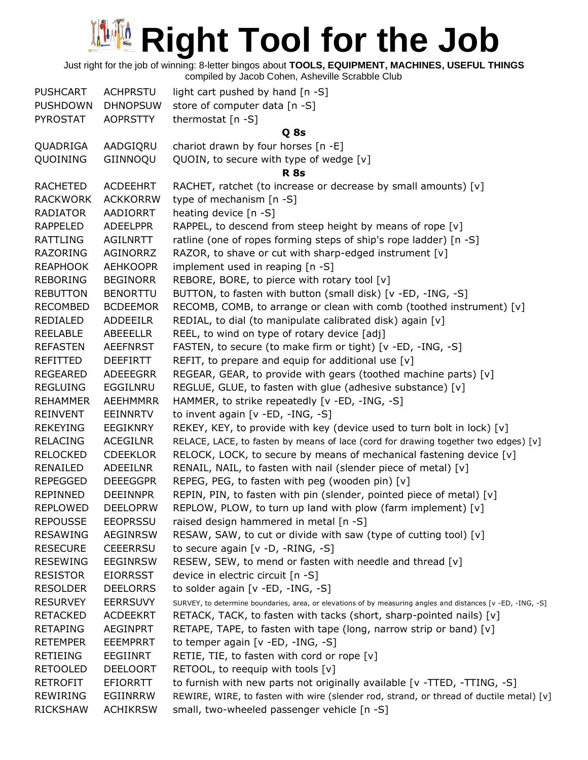# Right Tool for the Job

Just right for the job of winning: 8-letter bingos about **TOOLS, EQUIPMENT, MACHINES, USEFUL THINGS**
compiled by Jacob Cohen, Asheville Scrabble Club

| | | |
|---|---|---|
| PUSHCART | ACHPRSTU | light cart pushed by hand [n -S] |
| PUSHDOWN | DHNOPSUW | store of computer data [n -S] |
| PYROSTAT | AOPRSTTY | thermostat [n -S] |
| | **Q 8s** | |
| QUADRIGA | AADGIQRU | chariot drawn by four horses [n -E] |
| QUOINING | GIINNOQU | QUOIN, to secure with type of wedge [v] |
| | **R 8s** | |
| RACHETED | ACDEEHRT | RACHET, ratchet (to increase or decrease by small amounts) [v] |
| RACKWORK | ACKKORRW | type of mechanism [n -S] |
| RADIATOR | AADIORRT | heating device [n -S] |
| RAPPELED | ADEELPPR | RAPPEL, to descend from steep height by means of rope [v] |
| RATTLING | AGILNRTT | ratline (one of ropes forming steps of ship's rope ladder) [n -S] |
| RAZORING | AGINORRZ | RAZOR, to shave or cut with sharp-edged instrument [v] |
| REAPHOOK | AEHKOOPR | implement used in reaping [n -S] |
| REBORING | BEGINORR | REBORE, BORE, to pierce with rotary tool [v] |
| REBUTTON | BENORTTU | BUTTON, to fasten with button (small disk) [v -ED, -ING, -S] |
| RECOMBED | BCDEEMOR | RECOMB, COMB, to arrange or clean with comb (toothed instrument) [v] |
| REDIALED | ADDEEILR | REDIAL, to dial (to manipulate calibrated disk) again [v] |
| REELABLE | ABEEELLR | REEL, to wind on type of rotary device [adj] |
| REFASTEN | AEEFNRST | FASTEN, to secure (to make firm or tight) [v -ED, -ING, -S] |
| REFITTED | DEEFIRTT | REFIT, to prepare and equip for additional use [v] |
| REGEARED | ADEEEGRR | REGEAR, GEAR, to provide with gears (toothed machine parts) [v] |
| REGLUING | EGGILNRU | REGLUE, GLUE, to fasten with glue (adhesive substance) [v] |
| REHAMMER | AEEHMMRR | HAMMER, to strike repeatedly [v -ED, -ING, -S] |
| REINVENT | EEINNRTV | to invent again [v -ED, -ING, -S] |
| REKEYING | EEGIKNRY | REKEY, KEY, to provide with key (device used to turn bolt in lock) [v] |
| RELACING | ACEGILNR | RELACE, LACE, to fasten by means of lace (cord for drawing together two edges) [v] |
| RELOCKED | CDEEKLOR | RELOCK, LOCK, to secure by means of mechanical fastening device [v] |
| RENAILED | ADEEILNR | RENAIL, NAIL, to fasten with nail (slender piece of metal) [v] |
| REPEGGED | DEEEGGPR | REPEG, PEG, to fasten with peg (wooden pin) [v] |
| REPINNED | DEEINNPR | REPIN, PIN, to fasten with pin (slender, pointed piece of metal) [v] |
| REPLOWED | DEELOPRW | REPLOW, PLOW, to turn up land with plow (farm implement) [v] |
| REPOUSSE | EEOPRSSU | raised design hammered in metal [n -S] |
| RESAWING | AEGINRSW | RESAW, SAW, to cut or divide with saw (type of cutting tool) [v] |
| RESECURE | CEEERRSU | to secure again [v -D, -RING, -S] |
| RESEWING | EEGINRSW | RESEW, SEW, to mend or fasten with needle and thread [v] |
| RESISTOR | EIORRSST | device in electric circuit [n -S] |
| RESOLDER | DEELORRS | to solder again [v -ED, -ING, -S] |
| RESURVEY | EERRSUVY | SURVEY, to determine boundaries, area, or elevations of by measuring angles and distances [v -ED, -ING, -S] |
| RETACKED | ACDEEKRT | RETACK, TACK, to fasten with tacks (short, sharp-pointed nails) [v] |
| RETAPING | AEGINPRT | RETAPE, TAPE, to fasten with tape (long, narrow strip or band) [v] |
| RETEMPER | EEEMPRRT | to temper again [v -ED, -ING, -S] |
| RETIEING | EEGIINRT | RETIE, TIE, to fasten with cord or rope [v] |
| RETOOLED | DEELOORT | RETOOL, to reequip with tools [v] |
| RETROFIT | EFIORRTT | to furnish with new parts not originally available [v -TTED, -TTING, -S] |
| REWIRING | EGIINRRW | REWIRE, WIRE, to fasten with wire (slender rod, strand, or thread of ductile metal) [v] |
| RICKSHAW | ACHIKRSW | small, two-wheeled passenger vehicle [n -S] |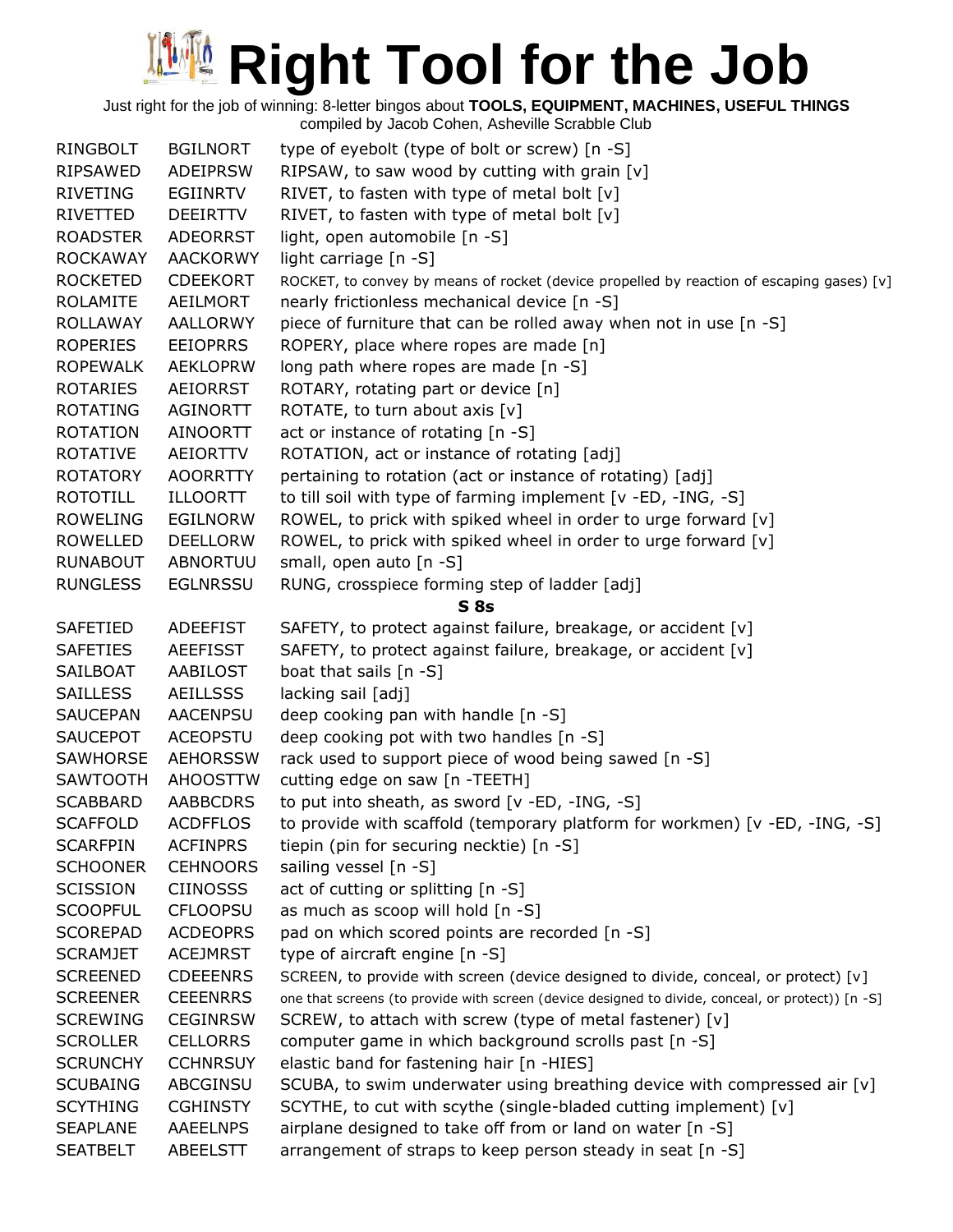# Right Tool for the Job

Just right for the job of winning: 8-letter bingos about **TOOLS, EQUIPMENT, MACHINES, USEFUL THINGS**
compiled by Jacob Cohen, Asheville Scrabble Club

| | | |
|---|---|---|
| RINGBOLT | BGILNORT | type of eyebolt (type of bolt or screw) [n -S] |
| RIPSAWED | ADEIPRSW | RIPSAW, to saw wood by cutting with grain [v] |
| RIVETING | EGIINRTV | RIVET, to fasten with type of metal bolt [v] |
| RIVETTED | DEEIRTTV | RIVET, to fasten with type of metal bolt [v] |
| ROADSTER | ADEORRST | light, open automobile [n -S] |
| ROCKAWAY | AACKORWY | light carriage [n -S] |
| ROCKETED | CDEEKORT | ROCKET, to convey by means of rocket (device propelled by reaction of escaping gases) [v] |
| ROLAMITE | AEILMORT | nearly frictionless mechanical device [n -S] |
| ROLLAWAY | AALLORWY | piece of furniture that can be rolled away when not in use [n -S] |
| ROPERIES | EEIOPRRS | ROPERY, place where ropes are made [n] |
| ROPEWALK | AEKLOPRW | long path where ropes are made [n -S] |
| ROTARIES | AEIORRST | ROTARY, rotating part or device [n] |
| ROTATING | AGINORTT | ROTATE, to turn about axis [v] |
| ROTATION | AINOORTT | act or instance of rotating [n -S] |
| ROTATIVE | AEIORTTV | ROTATION, act or instance of rotating [adj] |
| ROTATORY | AOORRTTY | pertaining to rotation (act or instance of rotating) [adj] |
| ROTOTILL | ILLOORTT | to till soil with type of farming implement [v -ED, -ING, -S] |
| ROWELING | EGILNORW | ROWEL, to prick with spiked wheel in order to urge forward [v] |
| ROWELLED | DEELLORW | ROWEL, to prick with spiked wheel in order to urge forward [v] |
| RUNABOUT | ABNORTUU | small, open auto [n -S] |
| RUNGLESS | EGLNRSSU | RUNG, crosspiece forming step of ladder [adj] |
| | | **S 8s** |
| SAFETIED | ADEEFIST | SAFETY, to protect against failure, breakage, or accident [v] |
| SAFETIES | AEEFISST | SAFETY, to protect against failure, breakage, or accident [v] |
| SAILBOAT | AABILOST | boat that sails [n -S] |
| SAILLESS | AEILLSSS | lacking sail [adj] |
| SAUCEPAN | AACENPSU | deep cooking pan with handle [n -S] |
| SAUCEPOT | ACEOPSTU | deep cooking pot with two handles [n -S] |
| SAWHORSE | AEHORSSW | rack used to support piece of wood being sawed [n -S] |
| SAWTOOTH | AHOOSTTW | cutting edge on saw [n -TEETH] |
| SCABBARD | AABBCDRS | to put into sheath, as sword [v -ED, -ING, -S] |
| SCAFFOLD | ACDFFLOS | to provide with scaffold (temporary platform for workmen) [v -ED, -ING, -S] |
| SCARFPIN | ACFINPRS | tiepin (pin for securing necktie) [n -S] |
| SCHOONER | CEHNOORS | sailing vessel [n -S] |
| SCISSION | CIINOSSS | act of cutting or splitting [n -S] |
| SCOOPFUL | CFLOOPSU | as much as scoop will hold [n -S] |
| SCOREPAD | ACDEOPRS | pad on which scored points are recorded [n -S] |
| SCRAMJET | ACEJMRST | type of aircraft engine [n -S] |
| SCREENED | CDEEENRS | SCREEN, to provide with screen (device designed to divide, conceal, or protect) [v] |
| SCREENER | CEEENRRS | one that screens (to provide with screen (device designed to divide, conceal, or protect)) [n -S] |
| SCREWING | CEGINRSW | SCREW, to attach with screw (type of metal fastener) [v] |
| SCROLLER | CELLORRS | computer game in which background scrolls past [n -S] |
| SCRUNCHY | CCHNRSUY | elastic band for fastening hair [n -HIES] |
| SCUBAING | ABCGINSU | SCUBA, to swim underwater using breathing device with compressed air [v] |
| SCYTHING | CGHINSTY | SCYTHE, to cut with scythe (single-bladed cutting implement) [v] |
| SEAPLANE | AAEELNPS | airplane designed to take off from or land on water [n -S] |
| SEATBELT | ABEELSTT | arrangement of straps to keep person steady in seat [n -S] |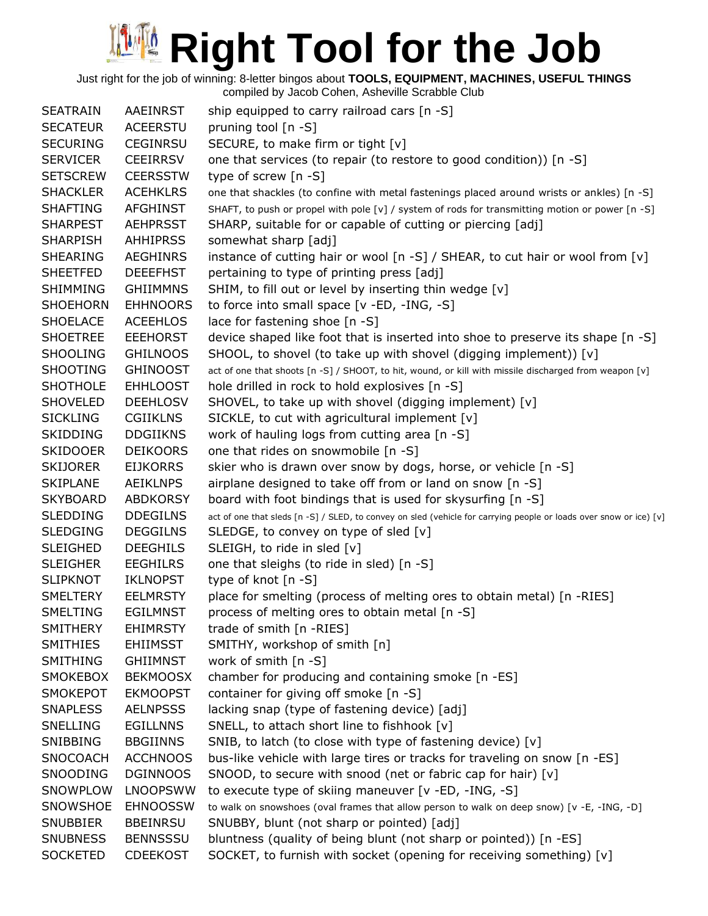# Right Tool for the Job

Just right for the job of winning: 8-letter bingos about **TOOLS, EQUIPMENT, MACHINES, USEFUL THINGS**
compiled by Jacob Cohen, Asheville Scrabble Club

| | | |
|---|---|---|
| SEATRAIN | AAEINRST | ship equipped to carry railroad cars [n -S] |
| SECATEUR | ACEERSTU | pruning tool [n -S] |
| SECURING | CEGINRSU | SECURE, to make firm or tight [v] |
| SERVICER | CEEIRRSV | one that services (to repair (to restore to good condition)) [n -S] |
| SETSCREW | CEERSSTW | type of screw [n -S] |
| SHACKLER | ACEHKLRS | one that shackles (to confine with metal fastenings placed around wrists or ankles) [n -S] |
| SHAFTING | AFGHINST | SHAFT, to push or propel with pole [v] / system of rods for transmitting motion or power [n -S] |
| SHARPEST | AEHPRSST | SHARP, suitable for or capable of cutting or piercing [adj] |
| SHARPISH | AHHIPRSS | somewhat sharp [adj] |
| SHEARING | AEGHINRS | instance of cutting hair or wool [n -S] / SHEAR, to cut hair or wool from [v] |
| SHEETFED | DEEEFHST | pertaining to type of printing press [adj] |
| SHIMMING | GHIIMMNS | SHIM, to fill out or level by inserting thin wedge [v] |
| SHOEHORN | EHHNOORS | to force into small space [v -ED, -ING, -S] |
| SHOELACE | ACEEHLOS | lace for fastening shoe [n -S] |
| SHOETREE | EEEHORST | device shaped like foot that is inserted into shoe to preserve its shape [n -S] |
| SHOOLING | GHILNOOS | SHOOL, to shovel (to take up with shovel (digging implement)) [v] |
| SHOOTING | GHINOOST | act of one that shoots [n -S] / SHOOT, to hit, wound, or kill with missile discharged from weapon [v] |
| SHOTHOLE | EHHLOOST | hole drilled in rock to hold explosives [n -S] |
| SHOVELED | DEEHLOSV | SHOVEL, to take up with shovel (digging implement) [v] |
| SICKLING | CGIIKLNS | SICKLE, to cut with agricultural implement [v] |
| SKIDDING | DDGIIKNS | work of hauling logs from cutting area [n -S] |
| SKIDOOER | DEIKOORS | one that rides on snowmobile [n -S] |
| SKIJORER | EIJKORRS | skier who is drawn over snow by dogs, horse, or vehicle [n -S] |
| SKIPLANE | AEIKLNPS | airplane designed to take off from or land on snow [n -S] |
| SKYBOARD | ABDKORSY | board with foot bindings that is used for skysurfing [n -S] |
| SLEDDING | DDEGILNS | act of one that sleds [n -S] / SLED, to convey on sled (vehicle for carrying people or loads over snow or ice) [v] |
| SLEDGING | DEGGILNS | SLEDGE, to convey on type of sled [v] |
| SLEIGHED | DEEGHILS | SLEIGH, to ride in sled [v] |
| SLEIGHER | EEGHILRS | one that sleighs (to ride in sled) [n -S] |
| SLIPKNOT | IKLNOPST | type of knot [n -S] |
| SMELTERY | EELMRSTY | place for smelting (process of melting ores to obtain metal) [n -RIES] |
| SMELTING | EGILMNST | process of melting ores to obtain metal [n -S] |
| SMITHERY | EHIMRSTY | trade of smith [n -RIES] |
| SMITHIES | EHIIMSST | SMITHY, workshop of smith [n] |
| SMITHING | GHIIMNST | work of smith [n -S] |
| SMOKEBOX | BEKMOOSX | chamber for producing and containing smoke [n -ES] |
| SMOKEPOT | EKMOOPST | container for giving off smoke [n -S] |
| SNAPLESS | AELNPSSS | lacking snap (type of fastening device) [adj] |
| SNELLING | EGILLNNS | SNELL, to attach short line to fishhook [v] |
| SNIBBING | BBGIINNS | SNIB, to latch (to close with type of fastening device) [v] |
| SNOCOACH | ACCHNOOS | bus-like vehicle with large tires or tracks for traveling on snow [n -ES] |
| SNOODING | DGINNOOS | SNOOD, to secure with snood (net or fabric cap for hair) [v] |
| SNOWPLOW | LNOOPSWW | to execute type of skiing maneuver [v -ED, -ING, -S] |
| SNOWSHOE | EHNOOSSW | to walk on snowshoes (oval frames that allow person to walk on deep snow) [v -E, -ING, -D] |
| SNUBBIER | BBEINRSU | SNUBBY, blunt (not sharp or pointed) [adj] |
| SNUBNESS | BENNSSSU | bluntness (quality of being blunt (not sharp or pointed)) [n -ES] |
| SOCKETED | CDEEKOST | SOCKET, to furnish with socket (opening for receiving something) [v] |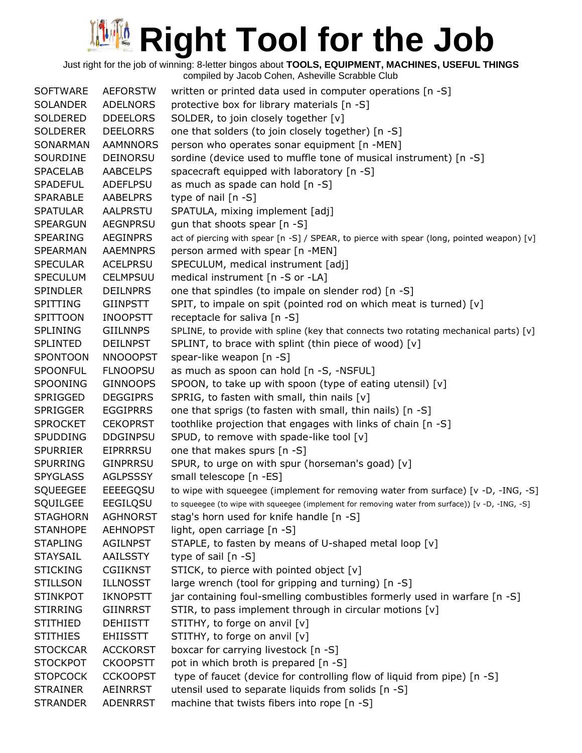# Right Tool for the Job

Just right for the job of winning: 8-letter bingos about **TOOLS, EQUIPMENT, MACHINES, USEFUL THINGS**
compiled by Jacob Cohen, Asheville Scrabble Club

| | | |
|---|---|---|
| SOFTWARE | AEFORSTW | written or printed data used in computer operations [n -S] |
| SOLANDER | ADELNORS | protective box for library materials [n -S] |
| SOLDERED | DDEELORS | SOLDER, to join closely together [v] |
| SOLDERER | DEELORRS | one that solders (to join closely together) [n -S] |
| SONARMAN | AAMNNORS | person who operates sonar equipment [n -MEN] |
| SOURDINE | DEINORSU | sordine (device used to muffle tone of musical instrument) [n -S] |
| SPACELAB | AABCELPS | spacecraft equipped with laboratory [n -S] |
| SPADEFUL | ADEFLPSU | as much as spade can hold [n -S] |
| SPARABLE | AABELPRS | type of nail [n -S] |
| SPATULAR | AALPRSTU | SPATULA, mixing implement [adj] |
| SPEARGUN | AEGNPRSU | gun that shoots spear [n -S] |
| SPEARING | AEGINPRS | act of piercing with spear [n -S] / SPEAR, to pierce with spear (long, pointed weapon) [v] |
| SPEARMAN | AAEMNPRS | person armed with spear [n -MEN] |
| SPECULAR | ACELPRSU | SPECULUM, medical instrument [adj] |
| SPECULUM | CELMPSUU | medical instrument [n -S or -LA] |
| SPINDLER | DEILNPRS | one that spindles (to impale on slender rod) [n -S] |
| SPITTING | GIINPSTT | SPIT, to impale on spit (pointed rod on which meat is turned) [v] |
| SPITTOON | INOOPSTT | receptacle for saliva [n -S] |
| SPLINING | GIILNNPS | SPLINE, to provide with spline (key that connects two rotating mechanical parts) [v] |
| SPLINTED | DEILNPST | SPLINT, to brace with splint (thin piece of wood) [v] |
| SPONTOON | NNOOOPST | spear-like weapon [n -S] |
| SPOONFUL | FLNOOPSU | as much as spoon can hold [n -S, -NSFUL] |
| SPOONING | GINNOOPS | SPOON, to take up with spoon (type of eating utensil) [v] |
| SPRIGGED | DEGGIPRS | SPRIG, to fasten with small, thin nails [v] |
| SPRIGGER | EGGIPRRS | one that sprigs (to fasten with small, thin nails) [n -S] |
| SPROCKET | CEKOPRST | toothlike projection that engages with links of chain [n -S] |
| SPUDDING | DDGINPSU | SPUD, to remove with spade-like tool [v] |
| SPURRIER | EIPRRRSU | one that makes spurs [n -S] |
| SPURRING | GINPRRSU | SPUR, to urge on with spur (horseman's goad) [v] |
| SPYGLASS | AGLPSSSY | small telescope [n -ES] |
| SQUEEGEE | EEEEGQSU | to wipe with squeegee (implement for removing water from surface) [v -D, -ING, -S] |
| SQUILGEE | EEGILQSU | to squeegee (to wipe with squeegee (implement for removing water from surface)) [v -D, -ING, -S] |
| STAGHORN | AGHNORST | stag's horn used for knife handle [n -S] |
| STANHOPE | AEHNOPST | light, open carriage [n -S] |
| STAPLING | AGILNPST | STAPLE, to fasten by means of U-shaped metal loop [v] |
| STAYSAIL | AAILSSTY | type of sail [n -S] |
| STICKING | CGIIKNST | STICK, to pierce with pointed object [v] |
| STILLSON | ILLNOSST | large wrench (tool for gripping and turning) [n -S] |
| STINKPOT | IKNOPSTT | jar containing foul-smelling combustibles formerly used in warfare [n -S] |
| STIRRING | GIINRRST | STIR, to pass implement through in circular motions [v] |
| STITHIED | DEHIISTT | STITHY, to forge on anvil [v] |
| STITHIES | EHIISSTT | STITHY, to forge on anvil [v] |
| STOCKCAR | ACCKORST | boxcar for carrying livestock [n -S] |
| STOCKPOT | CKOOPSTT | pot in which broth is prepared [n -S] |
| STOPCOCK | CCKOOPST | type of faucet (device for controlling flow of liquid from pipe) [n -S] |
| STRAINER | AEINRRST | utensil used to separate liquids from solids [n -S] |
| STRANDER | ADENRRST | machine that twists fibers into rope [n -S] |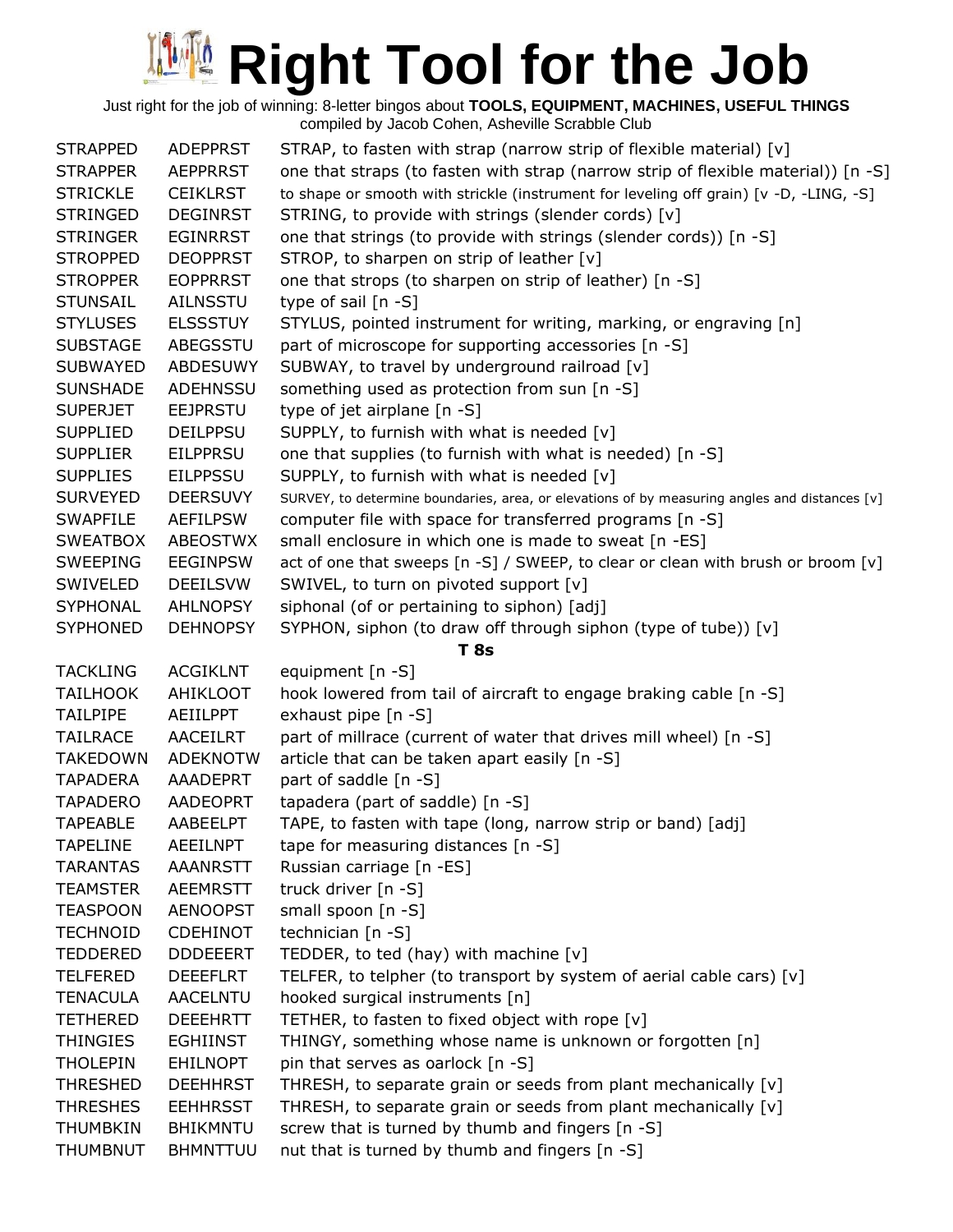# Right Tool for the Job

Just right for the job of winning: 8-letter bingos about **TOOLS, EQUIPMENT, MACHINES, USEFUL THINGS**
compiled by Jacob Cohen, Asheville Scrabble Club

| | | |
|---|---|---|
| STRAPPED | ADEPPRST | STRAP, to fasten with strap (narrow strip of flexible material) [v] |
| STRAPPER | AEPPRRST | one that straps (to fasten with strap (narrow strip of flexible material)) [n -S] |
| STRICKLE | CEIKLRST | to shape or smooth with strickle (instrument for leveling off grain) [v -D, -LING, -S] |
| STRINGED | DEGINRST | STRING, to provide with strings (slender cords) [v] |
| STRINGER | EGINRRST | one that strings (to provide with strings (slender cords)) [n -S] |
| STROPPED | DEOPPRST | STROP, to sharpen on strip of leather [v] |
| STROPPER | EOPPRRST | one that strops (to sharpen on strip of leather) [n -S] |
| STUNSAIL | AILNSSTU | type of sail [n -S] |
| STYLUSES | ELSSSTUY | STYLUS, pointed instrument for writing, marking, or engraving [n] |
| SUBSTAGE | ABEGSSTU | part of microscope for supporting accessories [n -S] |
| SUBWAYED | ABDESUWY | SUBWAY, to travel by underground railroad [v] |
| SUNSHADE | ADEHNSSU | something used as protection from sun [n -S] |
| SUPERJET | EEJPRSTU | type of jet airplane [n -S] |
| SUPPLIED | DEILPPSU | SUPPLY, to furnish with what is needed [v] |
| SUPPLIER | EILPPRSU | one that supplies (to furnish with what is needed) [n -S] |
| SUPPLIES | EILPPSSU | SUPPLY, to furnish with what is needed [v] |
| SURVEYED | DEERSUVY | SURVEY, to determine boundaries, area, or elevations of by measuring angles and distances [v] |
| SWAPFILE | AEFILPSW | computer file with space for transferred programs [n -S] |
| SWEATBOX | ABEOSTWX | small enclosure in which one is made to sweat [n -ES] |
| SWEEPING | EEGINPSW | act of one that sweeps [n -S] / SWEEP, to clear or clean with brush or broom [v] |
| SWIVELED | DEEILSVW | SWIVEL, to turn on pivoted support [v] |
| SYPHONAL | AHLNOPSY | siphonal (of or pertaining to siphon) [adj] |
| SYPHONED | DEHNOPSY | SYPHON, siphon (to draw off through siphon (type of tube)) [v] |
| | | **T 8s** |
| TACKLING | ACGIKLNT | equipment [n -S] |
| TAILHOOK | AHIKLOOT | hook lowered from tail of aircraft to engage braking cable [n -S] |
| TAILPIPE | AEIILPPT | exhaust pipe [n -S] |
| TAILRACE | AACEILRT | part of millrace (current of water that drives mill wheel) [n -S] |
| TAKEDOWN | ADEKNOTW | article that can be taken apart easily [n -S] |
| TAPADERA | AAADEPRT | part of saddle [n -S] |
| TAPADERO | AADEOPRT | tapadera (part of saddle) [n -S] |
| TAPEABLE | AABEELPT | TAPE, to fasten with tape (long, narrow strip or band) [adj] |
| TAPELINE | AEEILNPT | tape for measuring distances [n -S] |
| TARANTAS | AAANRSTT | Russian carriage [n -ES] |
| TEAMSTER | AEEMRSTT | truck driver [n -S] |
| TEASPOON | AENOOPST | small spoon [n -S] |
| TECHNOID | CDEHINOT | technician [n -S] |
| TEDDERED | DDDEEERT | TEDDER, to ted (hay) with machine [v] |
| TELFERED | DEEEFLRT | TELFER, to telpher (to transport by system of aerial cable cars) [v] |
| TENACULA | AACELNTU | hooked surgical instruments [n] |
| TETHERED | DEEEHRTT | TETHER, to fasten to fixed object with rope [v] |
| THINGIES | EGHIINST | THINGY, something whose name is unknown or forgotten [n] |
| THOLEPIN | EHILNOPT | pin that serves as oarlock [n -S] |
| THRESHED | DEEHHRST | THRESH, to separate grain or seeds from plant mechanically [v] |
| THRESHES | EEHHRSST | THRESH, to separate grain or seeds from plant mechanically [v] |
| THUMBKIN | BHIKMNTU | screw that is turned by thumb and fingers [n -S] |
| THUMBNUT | BHMNTTUU | nut that is turned by thumb and fingers [n -S] |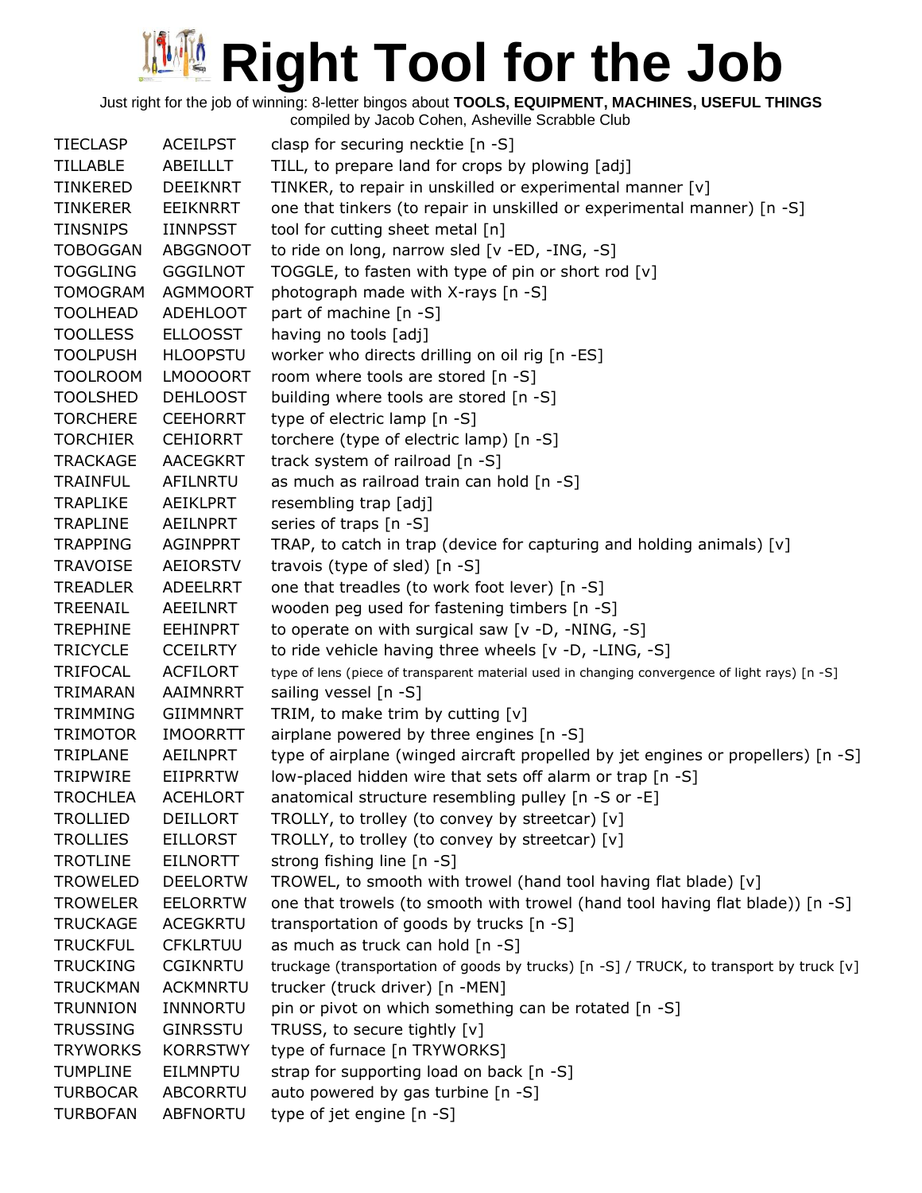# Right Tool for the Job

Just right for the job of winning: 8-letter bingos about **TOOLS, EQUIPMENT, MACHINES, USEFUL THINGS**
compiled by Jacob Cohen, Asheville Scrabble Club

| | | |
|---|---|---|
| TIECLASP | ACEILPST | clasp for securing necktie [n -S] |
| TILLABLE | ABEILLLT | TILL, to prepare land for crops by plowing [adj] |
| TINKERED | DEEIKNRT | TINKER, to repair in unskilled or experimental manner [v] |
| TINKERER | EEIKNRRT | one that tinkers (to repair in unskilled or experimental manner) [n -S] |
| TINSNIPS | IINNPSST | tool for cutting sheet metal [n] |
| TOBOGGAN | ABGGNOOT | to ride on long, narrow sled [v -ED, -ING, -S] |
| TOGGLING | GGGILNOT | TOGGLE, to fasten with type of pin or short rod [v] |
| TOMOGRAM | AGMMOORT | photograph made with X-rays [n -S] |
| TOOLHEAD | ADEHLOOT | part of machine [n -S] |
| TOOLLESS | ELLOOSST | having no tools [adj] |
| TOOLPUSH | HLOOPSTU | worker who directs drilling on oil rig [n -ES] |
| TOOLROOM | LMOOOORT | room where tools are stored [n -S] |
| TOOLSHED | DEHLOOST | building where tools are stored [n -S] |
| TORCHERE | CEEHORRT | type of electric lamp [n -S] |
| TORCHIER | CEHIORRT | torchere (type of electric lamp) [n -S] |
| TRACKAGE | AACEGKRT | track system of railroad [n -S] |
| TRAINFUL | AFILNRTU | as much as railroad train can hold [n -S] |
| TRAPLIKE | AEIKLPRT | resembling trap [adj] |
| TRAPLINE | AEILNPRT | series of traps [n -S] |
| TRAPPING | AGINPPRT | TRAP, to catch in trap (device for capturing and holding animals) [v] |
| TRAVOISE | AEIORSTV | travois (type of sled) [n -S] |
| TREADLER | ADEELRRT | one that treadles (to work foot lever) [n -S] |
| TREENAIL | AEEILNRT | wooden peg used for fastening timbers [n -S] |
| TREPHINE | EEHINPRT | to operate on with surgical saw [v -D, -NING, -S] |
| TRICYCLE | CCEILRTY | to ride vehicle having three wheels [v -D, -LING, -S] |
| TRIFOCAL | ACFILORT | type of lens (piece of transparent material used in changing convergence of light rays) [n -S] |
| TRIMARAN | AAIMNRRT | sailing vessel [n -S] |
| TRIMMING | GIIMMNRT | TRIM, to make trim by cutting [v] |
| TRIMOTOR | IMOORRTT | airplane powered by three engines [n -S] |
| TRIPLANE | AEILNPRT | type of airplane (winged aircraft propelled by jet engines or propellers) [n -S] |
| TRIPWIRE | EIIPRRTW | low-placed hidden wire that sets off alarm or trap [n -S] |
| TROCHLEA | ACEHLORT | anatomical structure resembling pulley [n -S or -E] |
| TROLLIED | DEILLORT | TROLLY, to trolley (to convey by streetcar) [v] |
| TROLLIES | EILLORST | TROLLY, to trolley (to convey by streetcar) [v] |
| TROTLINE | EILNORTT | strong fishing line [n -S] |
| TROWELED | DEELORTW | TROWEL, to smooth with trowel (hand tool having flat blade) [v] |
| TROWELER | EELORRTW | one that trowels (to smooth with trowel (hand tool having flat blade)) [n -S] |
| TRUCKAGE | ACEGKRTU | transportation of goods by trucks [n -S] |
| TRUCKFUL | CFKLRTUU | as much as truck can hold [n -S] |
| TRUCKING | CGIKNRTU | truckage (transportation of goods by trucks) [n -S] / TRUCK, to transport by truck [v] |
| TRUCKMAN | ACKMNRTU | trucker (truck driver) [n -MEN] |
| TRUNNION | INNNORTU | pin or pivot on which something can be rotated [n -S] |
| TRUSSING | GINRSSTU | TRUSS, to secure tightly [v] |
| TRYWORKS | KORRSTWY | type of furnace [n TRYWORKS] |
| TUMPLINE | EILMNPTU | strap for supporting load on back [n -S] |
| TURBOCAR | ABCORRTU | auto powered by gas turbine [n -S] |
| TURBOFAN | ABFNORTU | type of jet engine [n -S] |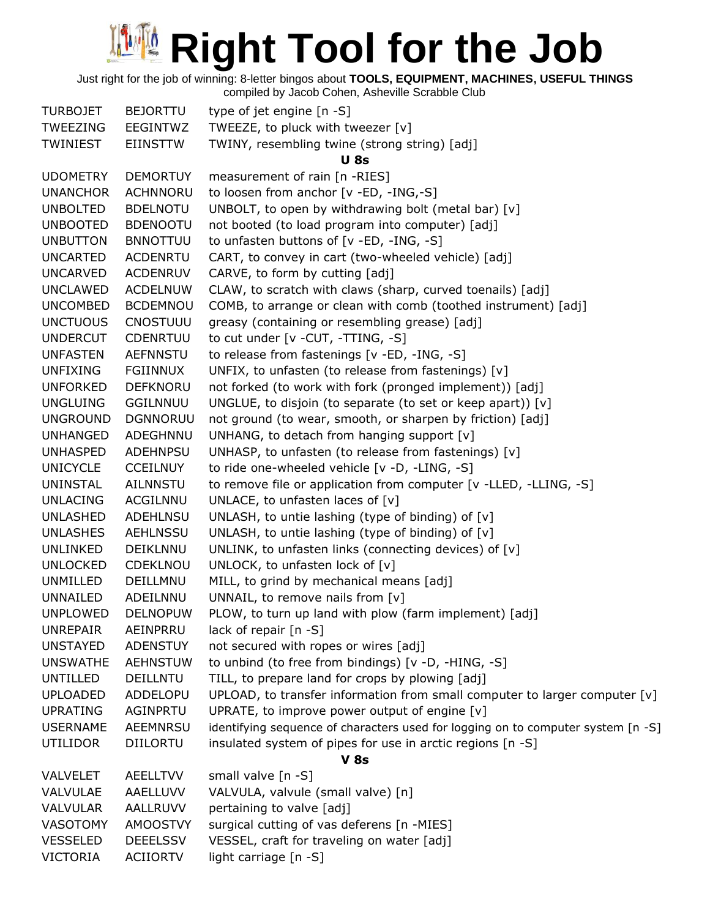# Right Tool for the Job

Just right for the job of winning: 8-letter bingos about **TOOLS, EQUIPMENT, MACHINES, USEFUL THINGS**
compiled by Jacob Cohen, Asheville Scrabble Club

| | | |
|---|---|---|
| TURBOJET | BEJORTTU | type of jet engine [n -S] |
| TWEEZING | EEGINTWZ | TWEEZE, to pluck with tweezer [v] |
| TWINIEST | EIINSTTW | TWINY, resembling twine (strong string) [adj] |
| | | **U 8s** |
| UDOMETRY | DEMORTUY | measurement of rain [n -RIES] |
| UNANCHOR | ACHNNORU | to loosen from anchor [v -ED, -ING,-S] |
| UNBOLTED | BDELNOTU | UNBOLT, to open by withdrawing bolt (metal bar) [v] |
| UNBOOTED | BDENOOTU | not booted (to load program into computer) [adj] |
| UNBUTTON | BNNOTTUU | to unfasten buttons of [v -ED, -ING, -S] |
| UNCARTED | ACDENRTU | CART, to convey in cart (two-wheeled vehicle) [adj] |
| UNCARVED | ACDENRUV | CARVE, to form by cutting [adj] |
| UNCLAWED | ACDELNUW | CLAW, to scratch with claws (sharp, curved toenails) [adj] |
| UNCOMBED | BCDEMNOU | COMB, to arrange or clean with comb (toothed instrument) [adj] |
| UNCTUOUS | CNOSTUUU | greasy (containing or resembling grease) [adj] |
| UNDERCUT | CDENRTUU | to cut under [v -CUT, -TTING, -S] |
| UNFASTEN | AEFNNSTU | to release from fastenings [v -ED, -ING, -S] |
| UNFIXING | FGIINNUX | UNFIX, to unfasten (to release from fastenings) [v] |
| UNFORKED | DEFKNORU | not forked (to work with fork (pronged implement)) [adj] |
| UNGLUING | GGILNNUU | UNGLUE, to disjoin (to separate (to set or keep apart)) [v] |
| UNGROUND | DGNNORUU | not ground (to wear, smooth, or sharpen by friction) [adj] |
| UNHANGED | ADEGHNNU | UNHANG, to detach from hanging support [v] |
| UNHASPED | ADEHNPSU | UNHASP, to unfasten (to release from fastenings) [v] |
| UNICYCLE | CCEILNUY | to ride one-wheeled vehicle [v -D, -LING, -S] |
| UNINSTAL | AILNNSTU | to remove file or application from computer [v -LLED, -LLING, -S] |
| UNLACING | ACGILNNU | UNLACE, to unfasten laces of [v] |
| UNLASHED | ADEHLNSU | UNLASH, to untie lashing (type of binding) of [v] |
| UNLASHES | AEHLNSSU | UNLASH, to untie lashing (type of binding) of [v] |
| UNLINKED | DEIKLNNU | UNLINK, to unfasten links (connecting devices) of [v] |
| UNLOCKED | CDEKLNOU | UNLOCK, to unfasten lock of [v] |
| UNMILLED | DEILLMNU | MILL, to grind by mechanical means [adj] |
| UNNAILED | ADEILNNU | UNNAIL, to remove nails from [v] |
| UNPLOWED | DELNOPUW | PLOW, to turn up land with plow (farm implement) [adj] |
| UNREPAIR | AEINPRRU | lack of repair [n -S] |
| UNSTAYED | ADENSTUY | not secured with ropes or wires [adj] |
| UNSWATHE | AEHNSTUW | to unbind (to free from bindings) [v -D, -HING, -S] |
| UNTILLED | DEILLNTU | TILL, to prepare land for crops by plowing [adj] |
| UPLOADED | ADDELOPU | UPLOAD, to transfer information from small computer to larger computer [v] |
| UPRATING | AGINPRTU | UPRATE, to improve power output of engine [v] |
| USERNAME | AEEMNRSU | identifying sequence of characters used for logging on to computer system [n -S] |
| UTILIDOR | DIILORTU | insulated system of pipes for use in arctic regions [n -S] |
| | | **V 8s** |
| VALVELET | AEELLTVV | small valve [n -S] |
| VALVULAE | AAELLUVV | VALVULA, valvule (small valve) [n] |
| VALVULAR | AALLRUVV | pertaining to valve [adj] |
| VASOTOMY | AMOOSTVY | surgical cutting of vas deferens [n -MIES] |
| VESSELED | DEEELSSV | VESSEL, craft for traveling on water [adj] |
| VICTORIA | ACIIORTV | light carriage [n -S] |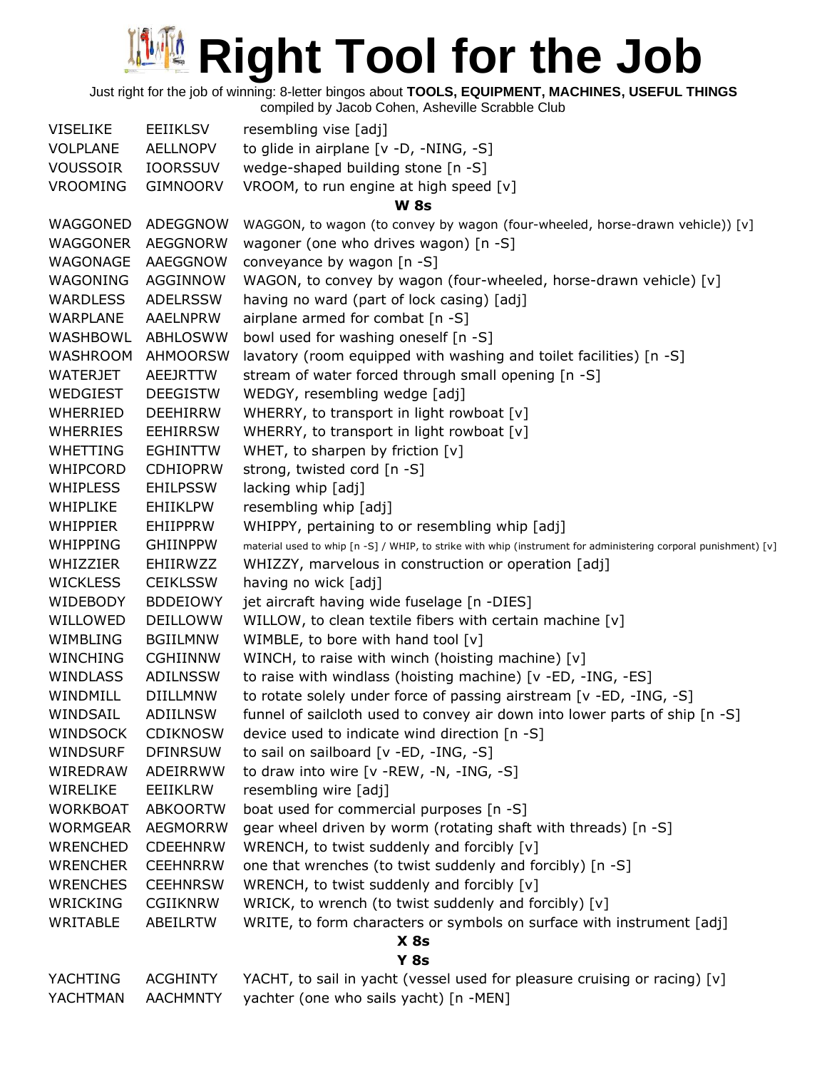# Right Tool for the Job

Just right for the job of winning: 8-letter bingos about **TOOLS, EQUIPMENT, MACHINES, USEFUL THINGS**
compiled by Jacob Cohen, Asheville Scrabble Club

| | | |
|---|---|---|
| VISELIKE | EEIIKLSV | resembling vise [adj] |
| VOLPLANE | AELLNOPV | to glide in airplane [v -D, -NING, -S] |
| VOUSSOIR | IOORSSUV | wedge-shaped building stone [n -S] |
| VROOMING | GIMNOORV | VROOM, to run engine at high speed [v] |

### W 8s

| | | |
|---|---|---|
| WAGGONED | ADEGGNOW | WAGGON, to wagon (to convey by wagon (four-wheeled, horse-drawn vehicle)) [v] |
| WAGGONER | AEGGNORW | wagoner (one who drives wagon) [n -S] |
| WAGONAGE | AAEGGNOW | conveyance by wagon [n -S] |
| WAGONING | AGGINNOW | WAGON, to convey by wagon (four-wheeled, horse-drawn vehicle) [v] |
| WARDLESS | ADELRSSW | having no ward (part of lock casing) [adj] |
| WARPLANE | AAELNPRW | airplane armed for combat [n -S] |
| WASHBOWL | ABHLOSWW | bowl used for washing oneself [n -S] |
| WASHROOM | AHMOORSW | lavatory (room equipped with washing and toilet facilities) [n -S] |
| WATERJET | AEEJRTTW | stream of water forced through small opening [n -S] |
| WEDGIEST | DEEGISTW | WEDGY, resembling wedge [adj] |
| WHERRIED | DEEHIRRW | WHERRY, to transport in light rowboat [v] |
| WHERRIES | EEHIRRSW | WHERRY, to transport in light rowboat [v] |
| WHETTING | EGHINTTW | WHET, to sharpen by friction [v] |
| WHIPCORD | CDHIOPRW | strong, twisted cord [n -S] |
| WHIPLESS | EHILPSSW | lacking whip [adj] |
| WHIPLIKE | EHIIKLPW | resembling whip [adj] |
| WHIPPIER | EHIIPPRW | WHIPPY, pertaining to or resembling whip [adj] |
| WHIPPING | GHIINPPW | material used to whip [n -S] / WHIP, to strike with whip (instrument for administering corporal punishment) [v] |
| WHIZZIER | EHIIRWZZ | WHIZZY, marvelous in construction or operation [adj] |
| WICKLESS | CEIKLSSW | having no wick [adj] |
| WIDEBODY | BDDEIOWY | jet aircraft having wide fuselage [n -DIES] |
| WILLOWED | DEILLOWW | WILLOW, to clean textile fibers with certain machine [v] |
| WIMBLING | BGIILMNW | WIMBLE, to bore with hand tool [v] |
| WINCHING | CGHIINNW | WINCH, to raise with winch (hoisting machine) [v] |
| WINDLASS | ADILNSSW | to raise with windlass (hoisting machine) [v -ED, -ING, -ES] |
| WINDMILL | DIILLMNW | to rotate solely under force of passing airstream [v -ED, -ING, -S] |
| WINDSAIL | ADIILNSW | funnel of sailcloth used to convey air down into lower parts of ship [n -S] |
| WINDSOCK | CDIKNOSW | device used to indicate wind direction [n -S] |
| WINDSURF | DFINRSUW | to sail on sailboard [v -ED, -ING, -S] |
| WIREDRAW | ADEIRRWW | to draw into wire [v -REW, -N, -ING, -S] |
| WIRELIKE | EEIIKLRW | resembling wire [adj] |
| WORKBOAT | ABKOORTW | boat used for commercial purposes [n -S] |
| WORMGEAR | AEGMORRW | gear wheel driven by worm (rotating shaft with threads) [n -S] |
| WRENCHED | CDEEHNRW | WRENCH, to twist suddenly and forcibly [v] |
| WRENCHER | CEEHNRRW | one that wrenches (to twist suddenly and forcibly) [n -S] |
| WRENCHES | CEEHNRSW | WRENCH, to twist suddenly and forcibly [v] |
| WRICKING | CGIIKNRW | WRICK, to wrench (to twist suddenly and forcibly) [v] |
| WRITABLE | ABEILRTW | WRITE, to form characters or symbols on surface with instrument [adj] |

### X 8s

### Y 8s

| | | |
|---|---|---|
| YACHTING | ACGHINTY | YACHT, to sail in yacht (vessel used for pleasure cruising or racing) [v] |
| YACHTMAN | AACHMNTY | yachter (one who sails yacht) [n -MEN] |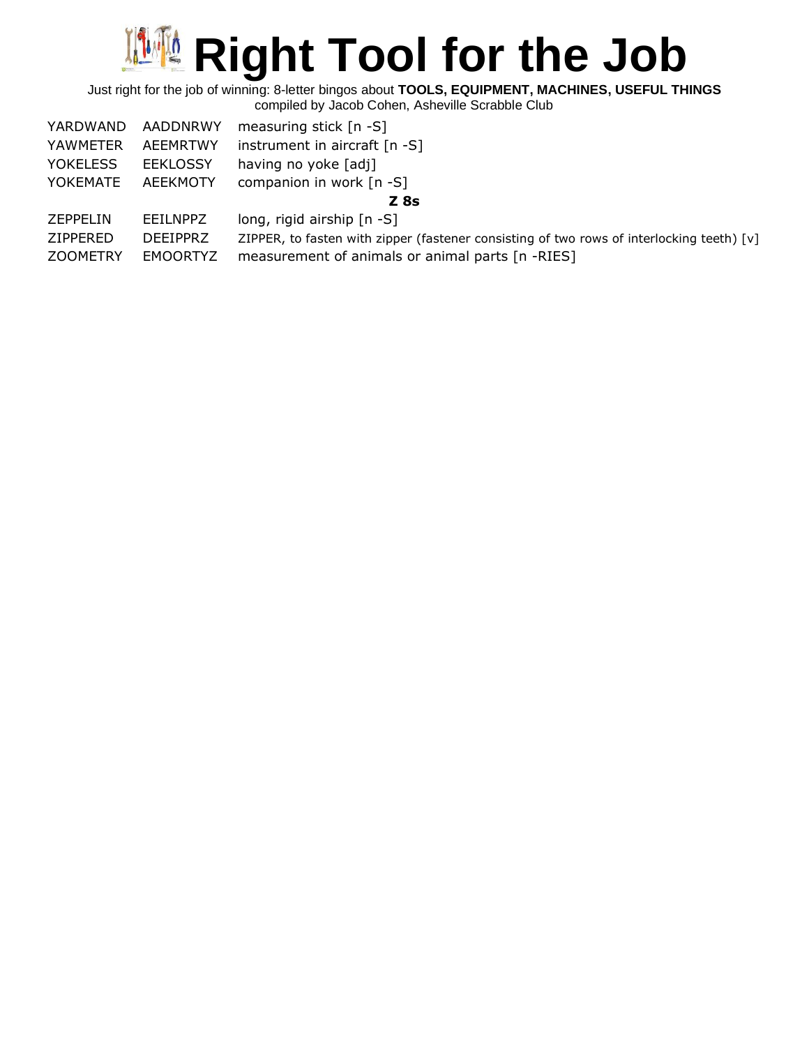# Right Tool for the Job

Just right for the job of winning: 8-letter bingos about **TOOLS, EQUIPMENT, MACHINES, USEFUL THINGS**
compiled by Jacob Cohen, Asheville Scrabble Club

| | | |
|---|---|---|
| YARDWAND | AADDNRWY | measuring stick [n -S] |
| YAWMETER | AEEMRTWY | instrument in aircraft [n -S] |
| YOKELESS | EEKLOSSY | having no yoke [adj] |
| YOKEMATE | AEEKMOTY | companion in work [n -S] |

**Z 8s**

| | | |
|---|---|---|
| ZEPPELIN | EEILNPPZ | long, rigid airship [n -S] |
| ZIPPERED | DEEIPPRZ | ZIPPER, to fasten with zipper (fastener consisting of two rows of interlocking teeth) [v] |
| ZOOMETRY | EMOORTYZ | measurement of animals or animal parts [n -RIES] |